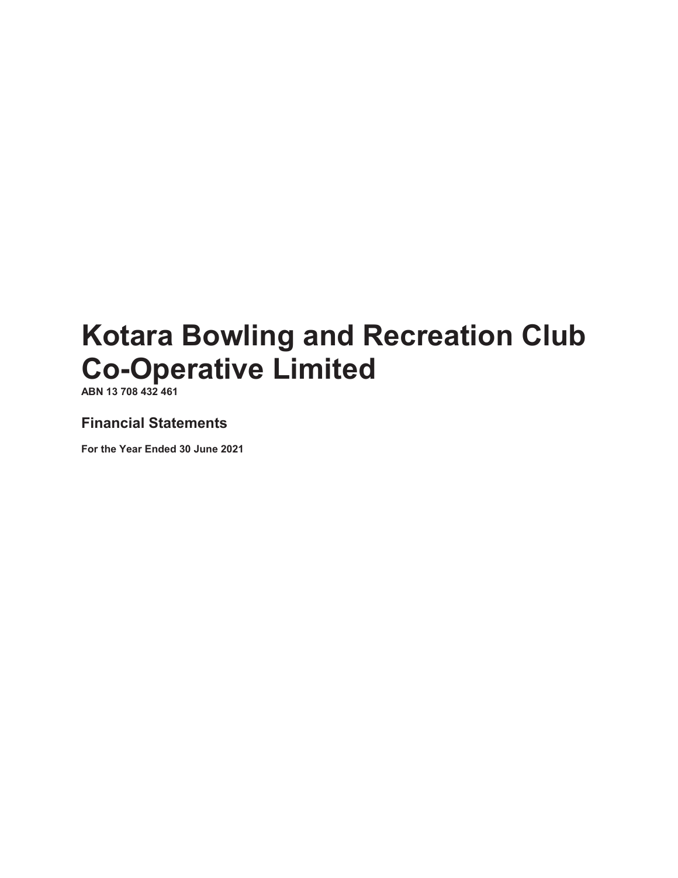# Kotara Bowling and Recreation Club Co-Operative Limited

**ABN 13 708 432 461**

## Financial Statements

**For the Year Ended 30 June 2021**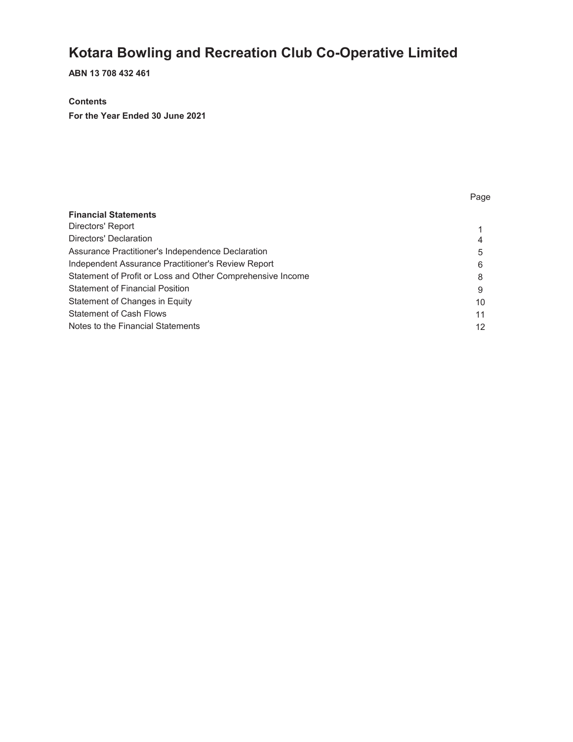# Kotara Bowling and Recreation Club Co-Operative Limited

**ABN 13 708 432 461**

**Contents**

**For the Year Ended 30 June 2021**

| | Page |
|---|---|
| **Financial Statements** | |
| Directors' Report | 1 |
| Directors' Declaration | 4 |
| Assurance Practitioner's Independence Declaration | 5 |
| Independent Assurance Practitioner's Review Report | 6 |
| Statement of Profit or Loss and Other Comprehensive Income | 8 |
| Statement of Financial Position | 9 |
| Statement of Changes in Equity | 10 |
| Statement of Cash Flows | 11 |
| Notes to the Financial Statements | 12 |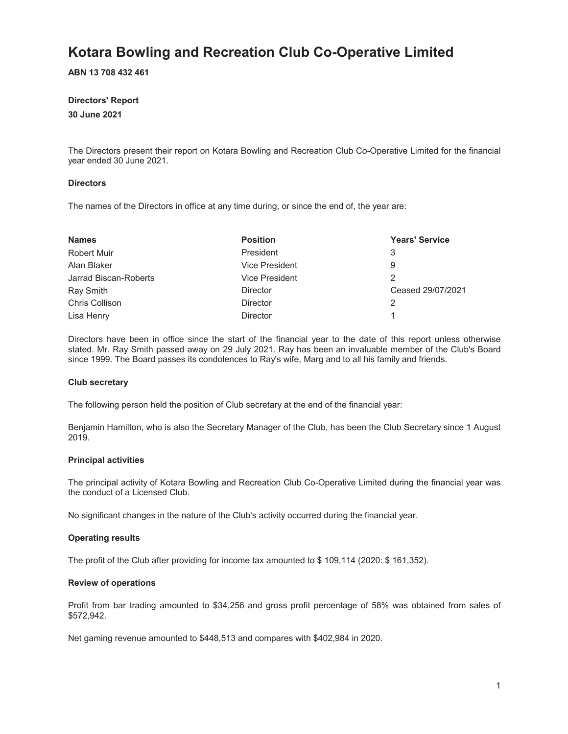# Kotara Bowling and Recreation Club Co-Operative Limited

**ABN 13 708 432 461**

**Directors' Report**

**30 June 2021**

The Directors present their report on Kotara Bowling and Recreation Club Co-Operative Limited for the financial year ended 30 June 2021.

### Directors

The names of the Directors in office at any time during, or since the end of, the year are:

| Names | Position | Years' Service |
|---|---|---|
| Robert Muir | President | 3 |
| Alan Blaker | Vice President | 9 |
| Jarrad Biscan-Roberts | Vice President | 2 |
| Ray Smith | Director | Ceased 29/07/2021 |
| Chris Collison | Director | 2 |
| Lisa Henry | Director | 1 |

Directors have been in office since the start of the financial year to the date of this report unless otherwise stated. Mr. Ray Smith passed away on 29 July 2021. Ray has been an invaluable member of the Club's Board since 1999. The Board passes its condolences to Ray's wife, Marg and to all his family and friends.

### Club secretary

The following person held the position of Club secretary at the end of the financial year:

Benjamin Hamilton, who is also the Secretary Manager of the Club, has been the Club Secretary since 1 August 2019.

### Principal activities

The principal activity of Kotara Bowling and Recreation Club Co-Operative Limited during the financial year was the conduct of a Licensed Club.

No significant changes in the nature of the Club's activity occurred during the financial year.

### Operating results

The profit of the Club after providing for income tax amounted to $ 109,114 (2020: $ 161,352).

### Review of operations

Profit from bar trading amounted to $34,256 and gross profit percentage of 58% was obtained from sales of $572,942.

Net gaming revenue amounted to $448,513 and compares with $402,984 in 2020.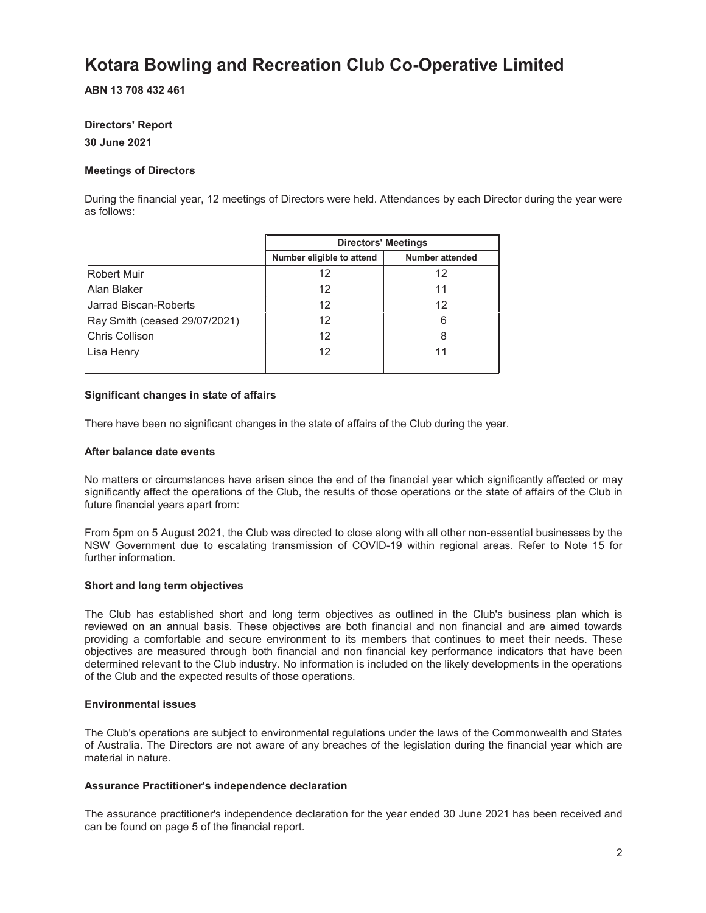# Kotara Bowling and Recreation Club Co-Operative Limited

**ABN 13 708 432 461**

**Directors' Report**

**30 June 2021**

### Meetings of Directors

During the financial year, 12 meetings of Directors were held. Attendances by each Director during the year were as follows:

| | Directors' Meetings | |
|---|---|---|
| | Number eligible to attend | Number attended |
| Robert Muir | 12 | 12 |
| Alan Blaker | 12 | 11 |
| Jarrad Biscan-Roberts | 12 | 12 |
| Ray Smith (ceased 29/07/2021) | 12 | 6 |
| Chris Collison | 12 | 8 |
| Lisa Henry | 12 | 11 |

### Significant changes in state of affairs

There have been no significant changes in the state of affairs of the Club during the year.

### After balance date events

No matters or circumstances have arisen since the end of the financial year which significantly affected or may significantly affect the operations of the Club, the results of those operations or the state of affairs of the Club in future financial years apart from:

From 5pm on 5 August 2021, the Club was directed to close along with all other non-essential businesses by the NSW Government due to escalating transmission of COVID-19 within regional areas. Refer to Note 15 for further information.

### Short and long term objectives

The Club has established short and long term objectives as outlined in the Club's business plan which is reviewed on an annual basis. These objectives are both financial and non financial and are aimed towards providing a comfortable and secure environment to its members that continues to meet their needs. These objectives are measured through both financial and non financial key performance indicators that have been determined relevant to the Club industry. No information is included on the likely developments in the operations of the Club and the expected results of those operations.

### Environmental issues

The Club's operations are subject to environmental regulations under the laws of the Commonwealth and States of Australia. The Directors are not aware of any breaches of the legislation during the financial year which are material in nature.

### Assurance Practitioner's independence declaration

The assurance practitioner's independence declaration for the year ended 30 June 2021 has been received and can be found on page 5 of the financial report.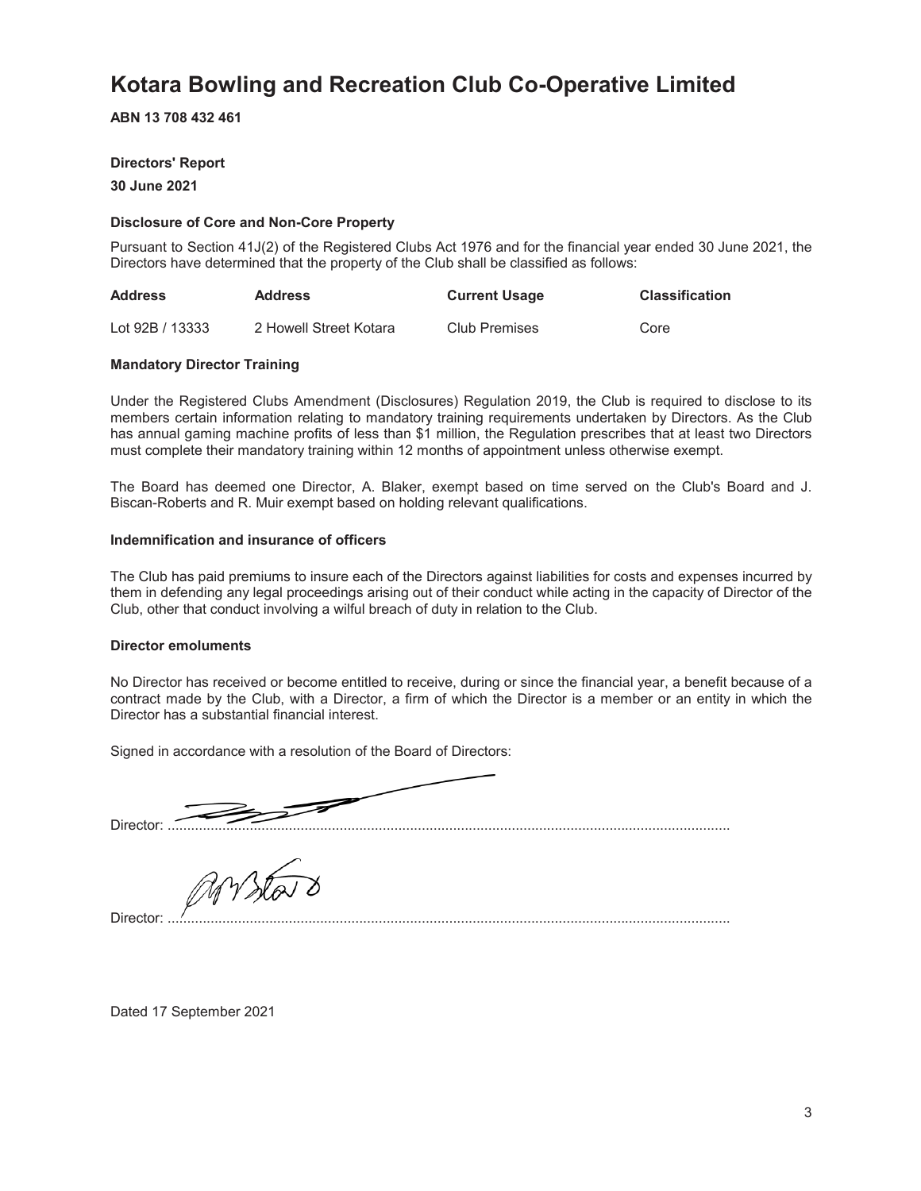# Kotara Bowling and Recreation Club Co-Operative Limited

**ABN 13 708 432 461**

**Directors' Report**

**30 June 2021**

**Disclosure of Core and Non-Core Property**

Pursuant to Section 41J(2) of the Registered Clubs Act 1976 and for the financial year ended 30 June 2021, the Directors have determined that the property of the Club shall be classified as follows:

| Address | Address | Current Usage | Classification |
|---|---|---|---|
| Lot 92B / 13333 | 2 Howell Street Kotara | Club Premises | Core |

**Mandatory Director Training**

Under the Registered Clubs Amendment (Disclosures) Regulation 2019, the Club is required to disclose to its members certain information relating to mandatory training requirements undertaken by Directors. As the Club has annual gaming machine profits of less than $1 million, the Regulation prescribes that at least two Directors must complete their mandatory training within 12 months of appointment unless otherwise exempt.

The Board has deemed one Director, A. Blaker, exempt based on time served on the Club's Board and J. Biscan-Roberts and R. Muir exempt based on holding relevant qualifications.

**Indemnification and insurance of officers**

The Club has paid premiums to insure each of the Directors against liabilities for costs and expenses incurred by them in defending any legal proceedings arising out of their conduct while acting in the capacity of Director of the Club, other that conduct involving a wilful breach of duty in relation to the Club.

**Director emoluments**

No Director has received or become entitled to receive, during or since the financial year, a benefit because of a contract made by the Club, with a Director, a firm of which the Director is a member or an entity in which the Director has a substantial financial interest.

Signed in accordance with a resolution of the Board of Directors:

Director: ...............................................................................................................................

Director: ...............................................................................................................................

Dated 17 September 2021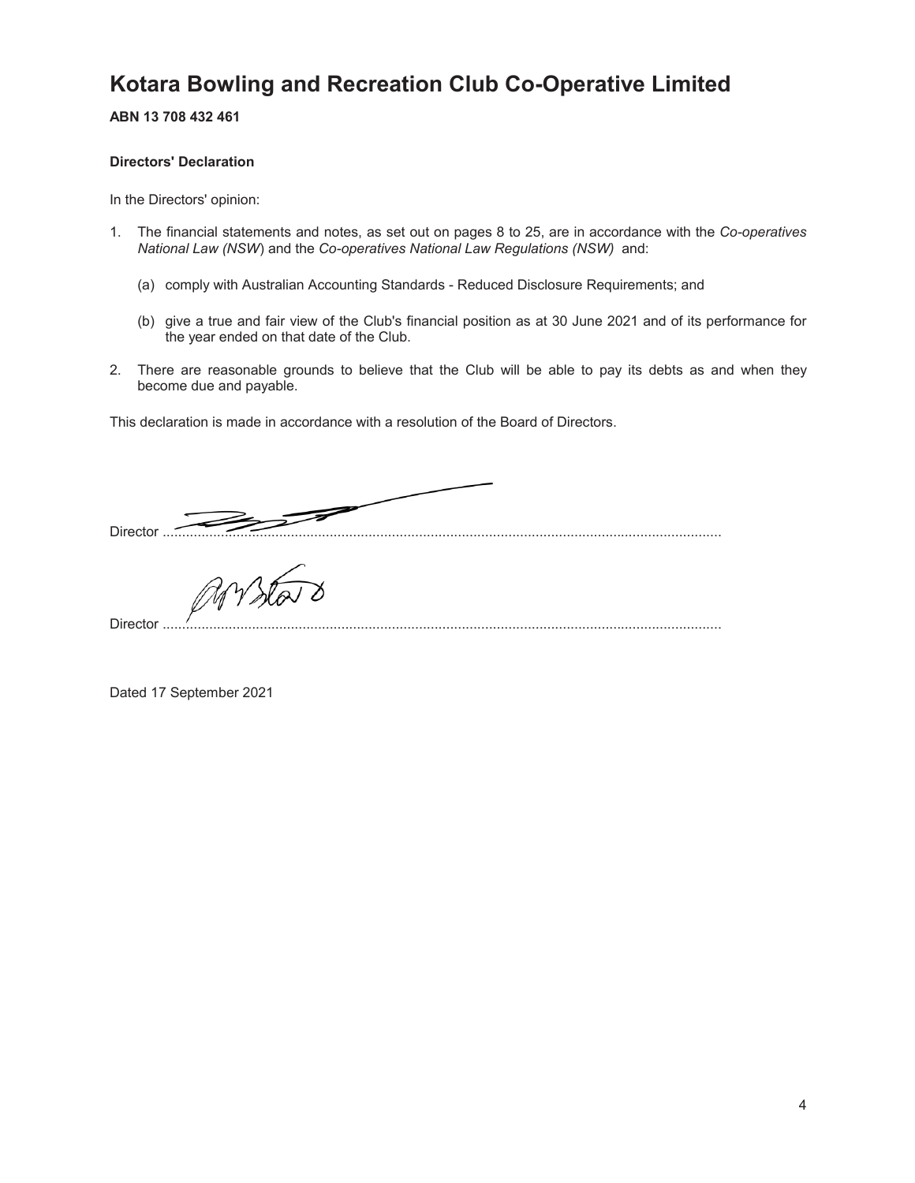# Kotara Bowling and Recreation Club Co-Operative Limited

**ABN 13 708 432 461**

**Directors' Declaration**

In the Directors' opinion:

1. The financial statements and notes, as set out on pages 8 to 25, are in accordance with the *Co-operatives National Law (NSW)* and the *Co-operatives National Law Regulations (NSW)* and:

   (a) comply with Australian Accounting Standards - Reduced Disclosure Requirements; and

   (b) give a true and fair view of the Club's financial position as at 30 June 2021 and of its performance for the year ended on that date of the Club.

2. There are reasonable grounds to believe that the Club will be able to pay its debts as and when they become due and payable.

This declaration is made in accordance with a resolution of the Board of Directors.

Director ..................................................................................................................................

Director ..................................................................................................................................

Dated 17 September 2021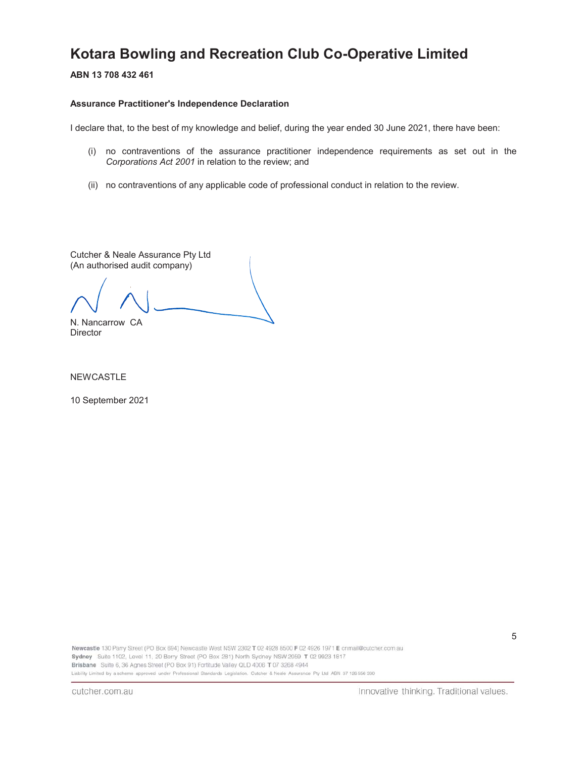# Kotara Bowling and Recreation Club Co-Operative Limited

**ABN 13 708 432 461**

**Assurance Practitioner's Independence Declaration**

I declare that, to the best of my knowledge and belief, during the year ended 30 June 2021, there have been:

(i) no contraventions of the assurance practitioner independence requirements as set out in the *Corporations Act 2001* in relation to the review; and

(ii) no contraventions of any applicable code of professional conduct in relation to the review.

Cutcher & Neale Assurance Pty Ltd
(An authorised audit company)

N. Nancarrow CA
Director

NEWCASTLE

10 September 2021

**Newcastle** 130 Parry Street (PO Box 694) Newcastle West NSW 2302 **T** 02 4928 8500 **F** 02 4926 1971 **E** cnmail@cutcher.com.au
**Sydney** Suite 1102, Level 11, 20 Berry Street (PO Box 281) North Sydney NSW 2059 **T** 02 9923 1817
**Brisbane** Suite 6, 36 Agnes Street (PO Box 91) Fortitude Valley QLD 4006 **T** 07 3268 4944
Liability Limited by a scheme approved under Professional Standards Legislation. Cutcher & Neale Assurance Pty Ltd ABN 37 126 556 330

cutcher.com.au

Innovative thinking. Traditional values.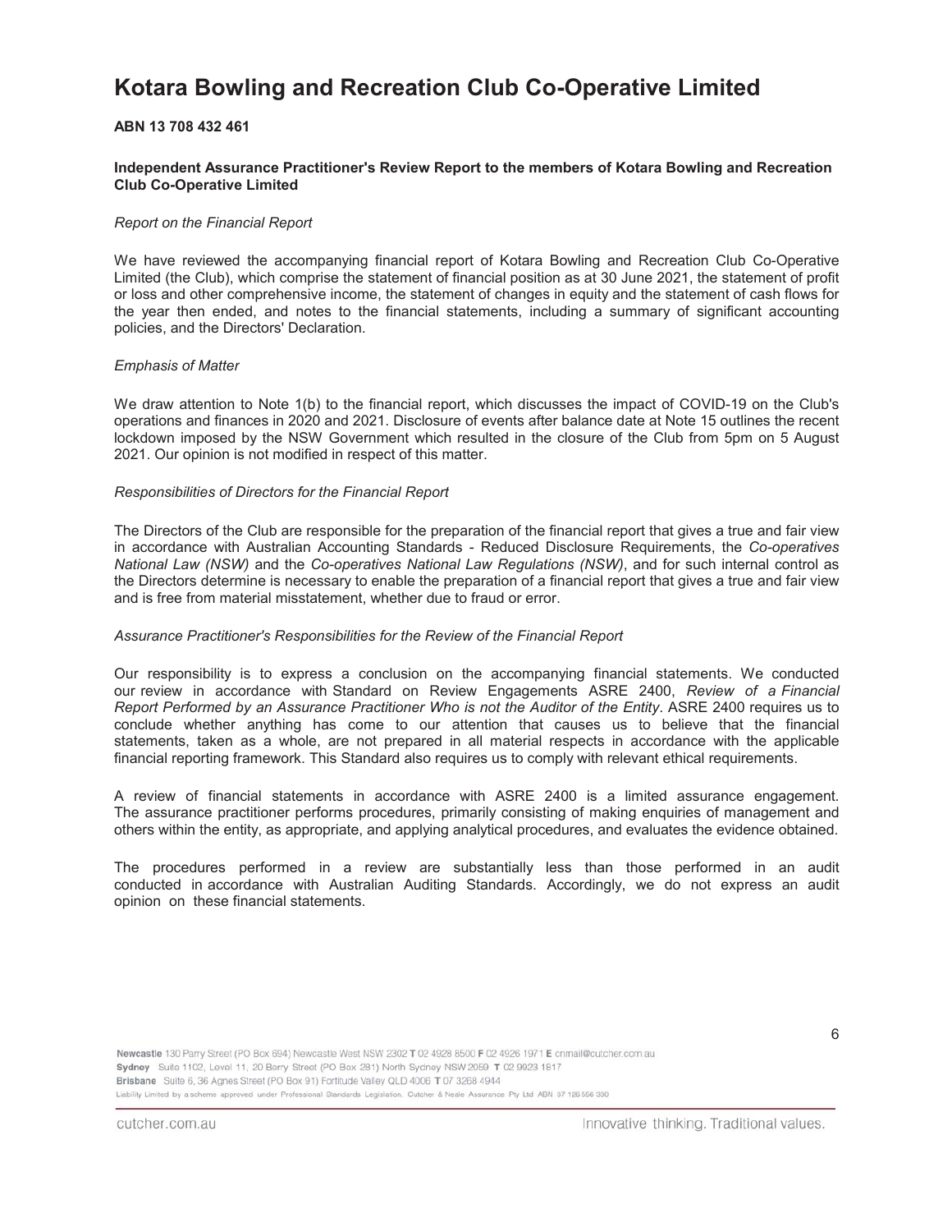# Kotara Bowling and Recreation Club Co-Operative Limited

**ABN 13 708 432 461**

**Independent Assurance Practitioner's Review Report to the members of Kotara Bowling and Recreation Club Co-Operative Limited**

*Report on the Financial Report*

We have reviewed the accompanying financial report of Kotara Bowling and Recreation Club Co-Operative Limited (the Club), which comprise the statement of financial position as at 30 June 2021, the statement of profit or loss and other comprehensive income, the statement of changes in equity and the statement of cash flows for the year then ended, and notes to the financial statements, including a summary of significant accounting policies, and the Directors' Declaration.

*Emphasis of Matter*

We draw attention to Note 1(b) to the financial report, which discusses the impact of COVID-19 on the Club's operations and finances in 2020 and 2021. Disclosure of events after balance date at Note 15 outlines the recent lockdown imposed by the NSW Government which resulted in the closure of the Club from 5pm on 5 August 2021. Our opinion is not modified in respect of this matter.

*Responsibilities of Directors for the Financial Report*

The Directors of the Club are responsible for the preparation of the financial report that gives a true and fair view in accordance with Australian Accounting Standards - Reduced Disclosure Requirements, the *Co-operatives National Law (NSW)* and the *Co-operatives National Law Regulations (NSW)*, and for such internal control as the Directors determine is necessary to enable the preparation of a financial report that gives a true and fair view and is free from material misstatement, whether due to fraud or error.

*Assurance Practitioner's Responsibilities for the Review of the Financial Report*

Our responsibility is to express a conclusion on the accompanying financial statements. We conducted our review in accordance with Standard on Review Engagements ASRE 2400, *Review of a Financial Report Performed by an Assurance Practitioner Who is not the Auditor of the Entity*. ASRE 2400 requires us to conclude whether anything has come to our attention that causes us to believe that the financial statements, taken as a whole, are not prepared in all material respects in accordance with the applicable financial reporting framework. This Standard also requires us to comply with relevant ethical requirements.

A review of financial statements in accordance with ASRE 2400 is a limited assurance engagement. The assurance practitioner performs procedures, primarily consisting of making enquiries of management and others within the entity, as appropriate, and applying analytical procedures, and evaluates the evidence obtained.

The procedures performed in a review are substantially less than those performed in an audit conducted in accordance with Australian Auditing Standards. Accordingly, we do not express an audit opinion on these financial statements.

Newcastle 130 Parry Street (PO Box 694) Newcastle West NSW 2302 T 02 4928 8500 F 02 4926 1971 E cnmail@cutcher.com.au
Sydney Suite 1102, Level 11, 20 Berry Street (PO Box 281) North Sydney NSW 2059 T 02 9923 1817
Brisbane Suite 6, 36 Agnes Street (PO Box 91) Fortitude Valley QLD 4006 T 07 3268 4944
Liability Limited by a scheme approved under Professional Standards Legislation. Cutcher & Neale Assurance Pty Ltd ABN 37 126 556 330

cutcher.com.au

Innovative thinking. Traditional values.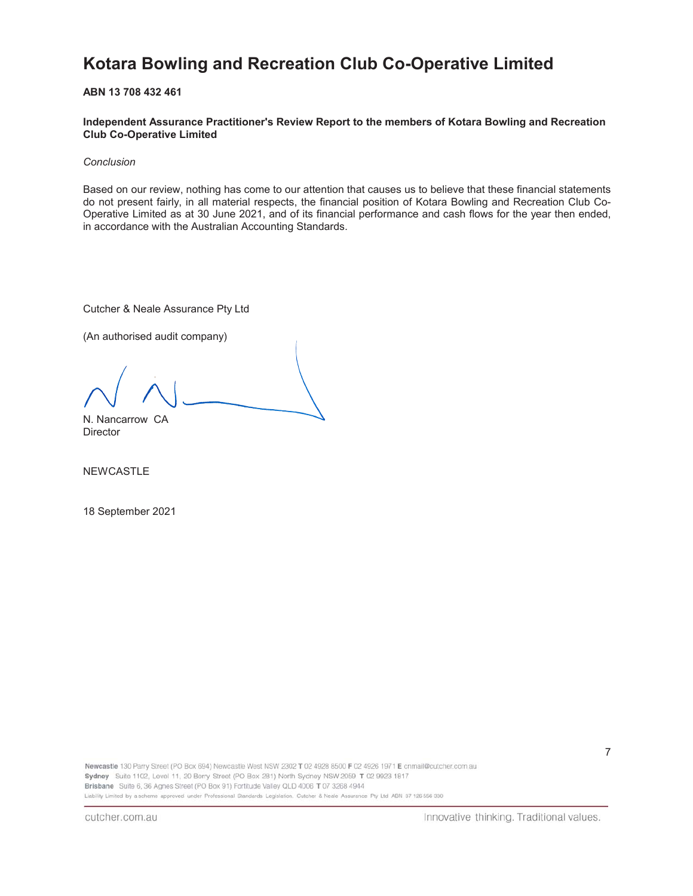# Kotara Bowling and Recreation Club Co-Operative Limited

**ABN 13 708 432 461**

**Independent Assurance Practitioner's Review Report to the members of Kotara Bowling and Recreation Club Co-Operative Limited**

*Conclusion*

Based on our review, nothing has come to our attention that causes us to believe that these financial statements do not present fairly, in all material respects, the financial position of Kotara Bowling and Recreation Club Co-Operative Limited as at 30 June 2021, and of its financial performance and cash flows for the year then ended, in accordance with the Australian Accounting Standards.

Cutcher & Neale Assurance Pty Ltd

(An authorised audit company)

N. Nancarrow CA
Director

NEWCASTLE

18 September 2021

**Newcastle** 130 Parry Street (PO Box 694) Newcastle West NSW 2302 **T** 02 4928 8500 **F** 02 4926 1971 **E** cnmail@cutcher.com.au
**Sydney** Suite 1102, Level 11, 20 Berry Street (PO Box 281) North Sydney NSW 2059 **T** 02 9923 1817
**Brisbane** Suite 6, 36 Agnes Street (PO Box 91) Fortitude Valley QLD 4006 **T** 07 3268 4944
Liability Limited by a scheme approved under Professional Standards Legislation. Cutcher & Neale Assurance Pty Ltd ABN 37 126 556 330

cutcher.com.au

Innovative thinking. Traditional values.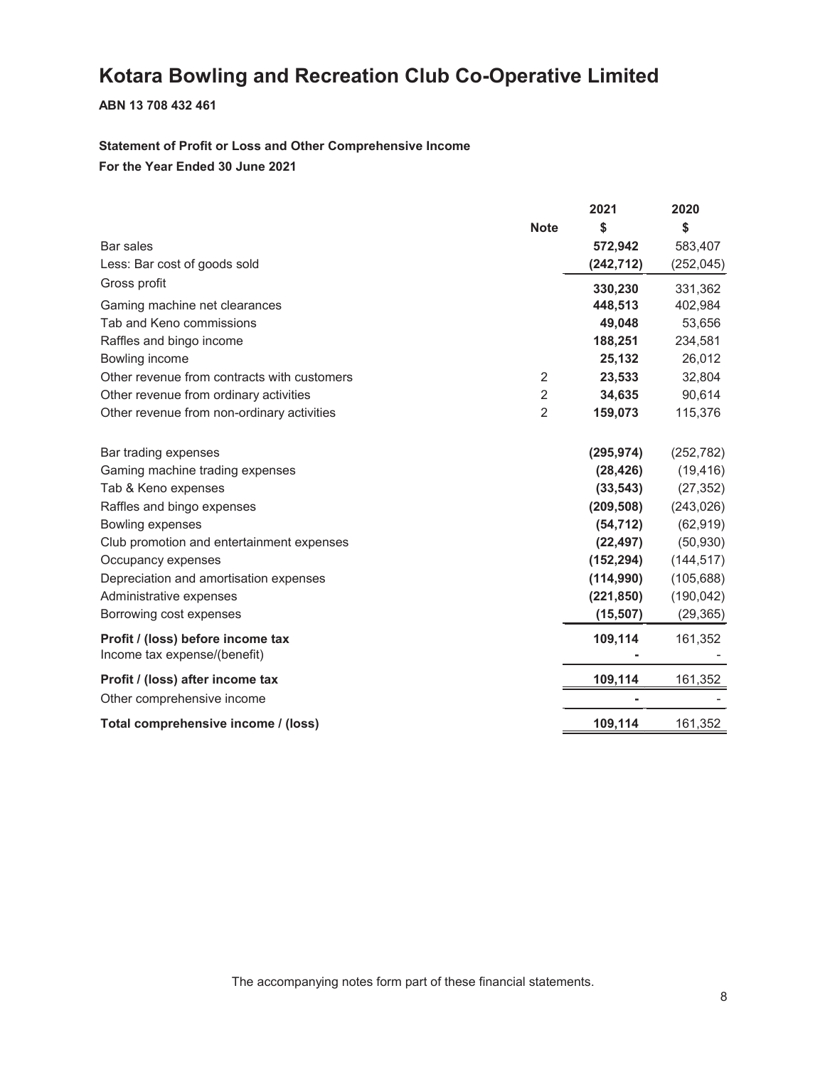# Kotara Bowling and Recreation Club Co-Operative Limited

**ABN 13 708 432 461**

**Statement of Profit or Loss and Other Comprehensive Income**

**For the Year Ended 30 June 2021**

| | Note | 2021<br>$ | 2020<br>$ |
|---|---|---|---|
| Bar sales | | **572,942** | 583,407 |
| Less: Bar cost of goods sold | | **(242,712)** | (252,045) |
| Gross profit | | **330,230** | 331,362 |
| Gaming machine net clearances | | **448,513** | 402,984 |
| Tab and Keno commissions | | **49,048** | 53,656 |
| Raffles and bingo income | | **188,251** | 234,581 |
| Bowling income | | **25,132** | 26,012 |
| Other revenue from contracts with customers | 2 | **23,533** | 32,804 |
| Other revenue from ordinary activities | 2 | **34,635** | 90,614 |
| Other revenue from non-ordinary activities | 2 | **159,073** | 115,376 |
| | | | |
| Bar trading expenses | | **(295,974)** | (252,782) |
| Gaming machine trading expenses | | **(28,426)** | (19,416) |
| Tab & Keno expenses | | **(33,543)** | (27,352) |
| Raffles and bingo expenses | | **(209,508)** | (243,026) |
| Bowling expenses | | **(54,712)** | (62,919) |
| Club promotion and entertainment expenses | | **(22,497)** | (50,930) |
| Occupancy expenses | | **(152,294)** | (144,517) |
| Depreciation and amortisation expenses | | **(114,990)** | (105,688) |
| Administrative expenses | | **(221,850)** | (190,042) |
| Borrowing cost expenses | | **(15,507)** | (29,365) |
| **Profit / (loss) before income tax** | | **109,114** | 161,352 |
| Income tax expense/(benefit) | | **-** | - |
| **Profit / (loss) after income tax** | | **109,114** | 161,352 |
| Other comprehensive income | | **-** | - |
| **Total comprehensive income / (loss)** | | **109,114** | 161,352 |

The accompanying notes form part of these financial statements.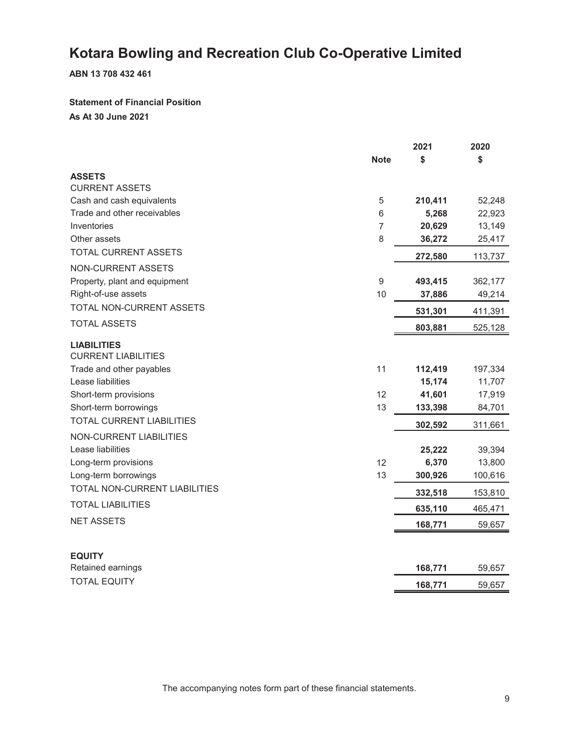# Kotara Bowling and Recreation Club Co-Operative Limited

**ABN 13 708 432 461**

**Statement of Financial Position**

**As At 30 June 2021**

| | Note | 2021 $ | 2020 $ |
|---|---|---|---|
| **ASSETS** | | | |
| CURRENT ASSETS | | | |
| Cash and cash equivalents | 5 | **210,411** | 52,248 |
| Trade and other receivables | 6 | **5,268** | 22,923 |
| Inventories | 7 | **20,629** | 13,149 |
| Other assets | 8 | **36,272** | 25,417 |
| TOTAL CURRENT ASSETS | | **272,580** | 113,737 |
| NON-CURRENT ASSETS | | | |
| Property, plant and equipment | 9 | **493,415** | 362,177 |
| Right-of-use assets | 10 | **37,886** | 49,214 |
| TOTAL NON-CURRENT ASSETS | | **531,301** | 411,391 |
| TOTAL ASSETS | | **803,881** | 525,128 |
| **LIABILITIES** | | | |
| CURRENT LIABILITIES | | | |
| Trade and other payables | 11 | **112,419** | 197,334 |
| Lease liabilities | | **15,174** | 11,707 |
| Short-term provisions | 12 | **41,601** | 17,919 |
| Short-term borrowings | 13 | **133,398** | 84,701 |
| TOTAL CURRENT LIABILITIES | | **302,592** | 311,661 |
| NON-CURRENT LIABILITIES | | | |
| Lease liabilities | | **25,222** | 39,394 |
| Long-term provisions | 12 | **6,370** | 13,800 |
| Long-term borrowings | 13 | **300,926** | 100,616 |
| TOTAL NON-CURRENT LIABILITIES | | **332,518** | 153,810 |
| TOTAL LIABILITIES | | **635,110** | 465,471 |
| NET ASSETS | | **168,771** | 59,657 |
| | | | |
| **EQUITY** | | | |
| Retained earnings | | **168,771** | 59,657 |
| TOTAL EQUITY | | **168,771** | 59,657 |

The accompanying notes form part of these financial statements.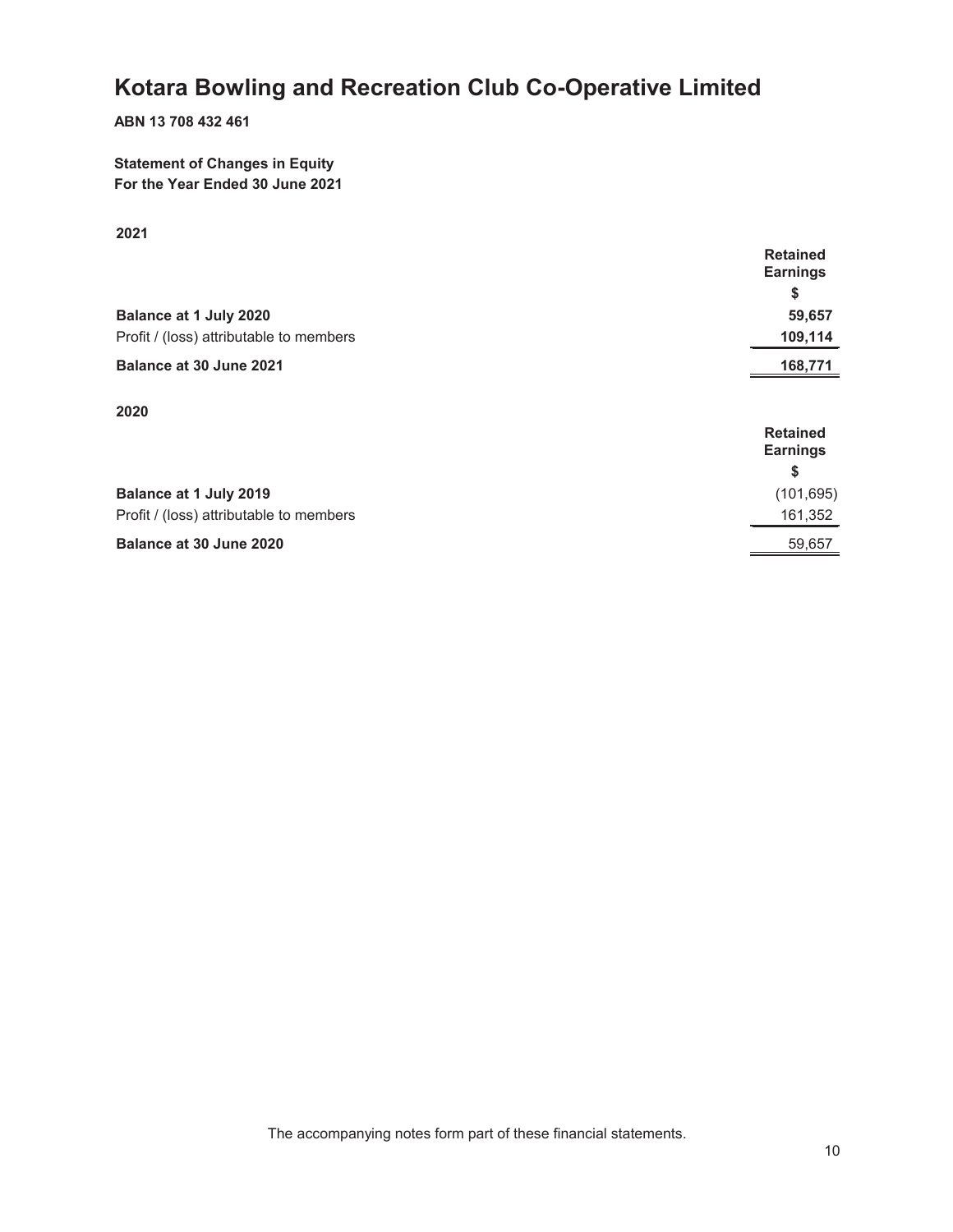# Kotara Bowling and Recreation Club Co-Operative Limited

**ABN 13 708 432 461**

**Statement of Changes in Equity**
**For the Year Ended 30 June 2021**

**2021**

| | Retained Earnings |
|---|---|
| | $ |
| **Balance at 1 July 2020** | **59,657** |
| Profit / (loss) attributable to members | **109,114** |
| **Balance at 30 June 2021** | **168,771** |

**2020**

| | Retained Earnings |
|---|---|
| | $ |
| **Balance at 1 July 2019** | (101,695) |
| Profit / (loss) attributable to members | 161,352 |
| **Balance at 30 June 2020** | 59,657 |

The accompanying notes form part of these financial statements.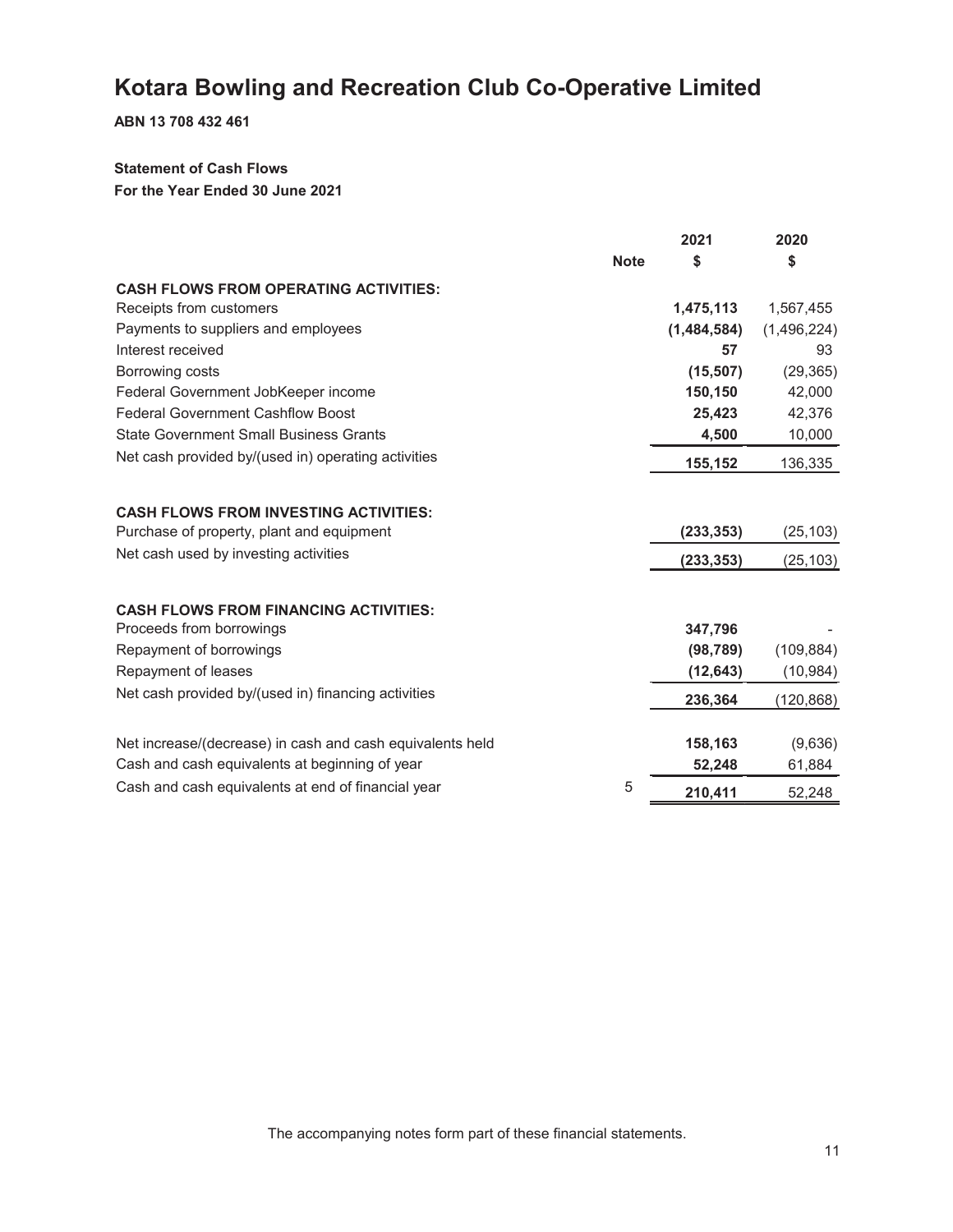# Kotara Bowling and Recreation Club Co-Operative Limited

**ABN 13 708 432 461**

**Statement of Cash Flows**

**For the Year Ended 30 June 2021**

| | Note | 2021 $ | 2020 $ |
|---|---|---|---|
| **CASH FLOWS FROM OPERATING ACTIVITIES:** | | | |
| Receipts from customers | | **1,475,113** | 1,567,455 |
| Payments to suppliers and employees | | **(1,484,584)** | (1,496,224) |
| Interest received | | **57** | 93 |
| Borrowing costs | | **(15,507)** | (29,365) |
| Federal Government JobKeeper income | | **150,150** | 42,000 |
| Federal Government Cashflow Boost | | **25,423** | 42,376 |
| State Government Small Business Grants | | **4,500** | 10,000 |
| Net cash provided by/(used in) operating activities | | **155,152** | 136,335 |
| **CASH FLOWS FROM INVESTING ACTIVITIES:** | | | |
| Purchase of property, plant and equipment | | **(233,353)** | (25,103) |
| Net cash used by investing activities | | **(233,353)** | (25,103) |
| **CASH FLOWS FROM FINANCING ACTIVITIES:** | | | |
| Proceeds from borrowings | | **347,796** | - |
| Repayment of borrowings | | **(98,789)** | (109,884) |
| Repayment of leases | | **(12,643)** | (10,984) |
| Net cash provided by/(used in) financing activities | | **236,364** | (120,868) |
| Net increase/(decrease) in cash and cash equivalents held | | **158,163** | (9,636) |
| Cash and cash equivalents at beginning of year | | **52,248** | 61,884 |
| Cash and cash equivalents at end of financial year | 5 | **210,411** | 52,248 |

The accompanying notes form part of these financial statements.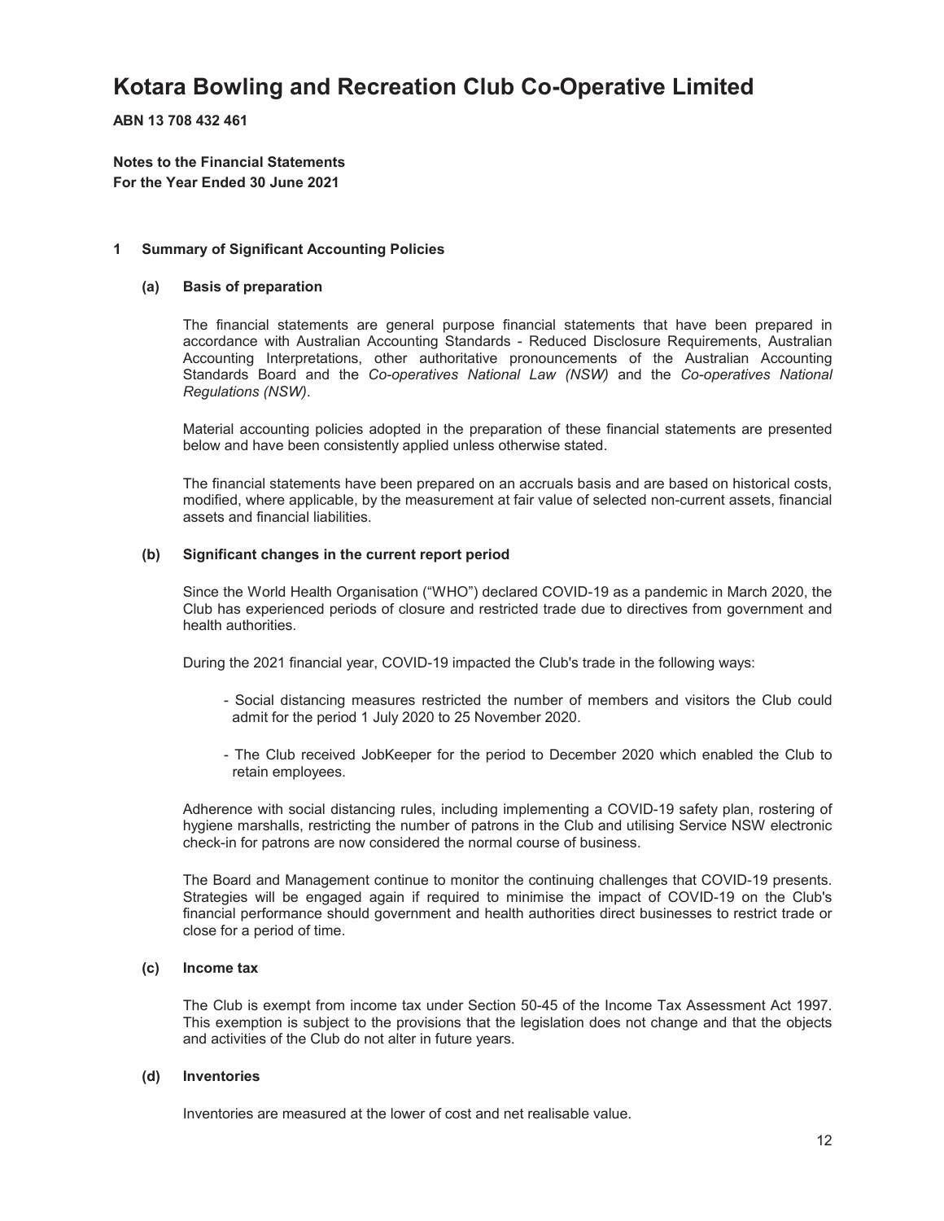# Kotara Bowling and Recreation Club Co-Operative Limited

**ABN 13 708 432 461**

**Notes to the Financial Statements**
**For the Year Ended 30 June 2021**

## 1 Summary of Significant Accounting Policies

### (a) Basis of preparation

The financial statements are general purpose financial statements that have been prepared in accordance with Australian Accounting Standards - Reduced Disclosure Requirements, Australian Accounting Interpretations, other authoritative pronouncements of the Australian Accounting Standards Board and the *Co-operatives National Law (NSW)* and the *Co-operatives National Regulations (NSW)*.

Material accounting policies adopted in the preparation of these financial statements are presented below and have been consistently applied unless otherwise stated.

The financial statements have been prepared on an accruals basis and are based on historical costs, modified, where applicable, by the measurement at fair value of selected non-current assets, financial assets and financial liabilities.

### (b) Significant changes in the current report period

Since the World Health Organisation ("WHO") declared COVID-19 as a pandemic in March 2020, the Club has experienced periods of closure and restricted trade due to directives from government and health authorities.

During the 2021 financial year, COVID-19 impacted the Club's trade in the following ways:

- Social distancing measures restricted the number of members and visitors the Club could admit for the period 1 July 2020 to 25 November 2020.
- The Club received JobKeeper for the period to December 2020 which enabled the Club to retain employees.

Adherence with social distancing rules, including implementing a COVID-19 safety plan, rostering of hygiene marshalls, restricting the number of patrons in the Club and utilising Service NSW electronic check-in for patrons are now considered the normal course of business.

The Board and Management continue to monitor the continuing challenges that COVID-19 presents. Strategies will be engaged again if required to minimise the impact of COVID-19 on the Club's financial performance should government and health authorities direct businesses to restrict trade or close for a period of time.

### (c) Income tax

The Club is exempt from income tax under Section 50-45 of the Income Tax Assessment Act 1997. This exemption is subject to the provisions that the legislation does not change and that the objects and activities of the Club do not alter in future years.

### (d) Inventories

Inventories are measured at the lower of cost and net realisable value.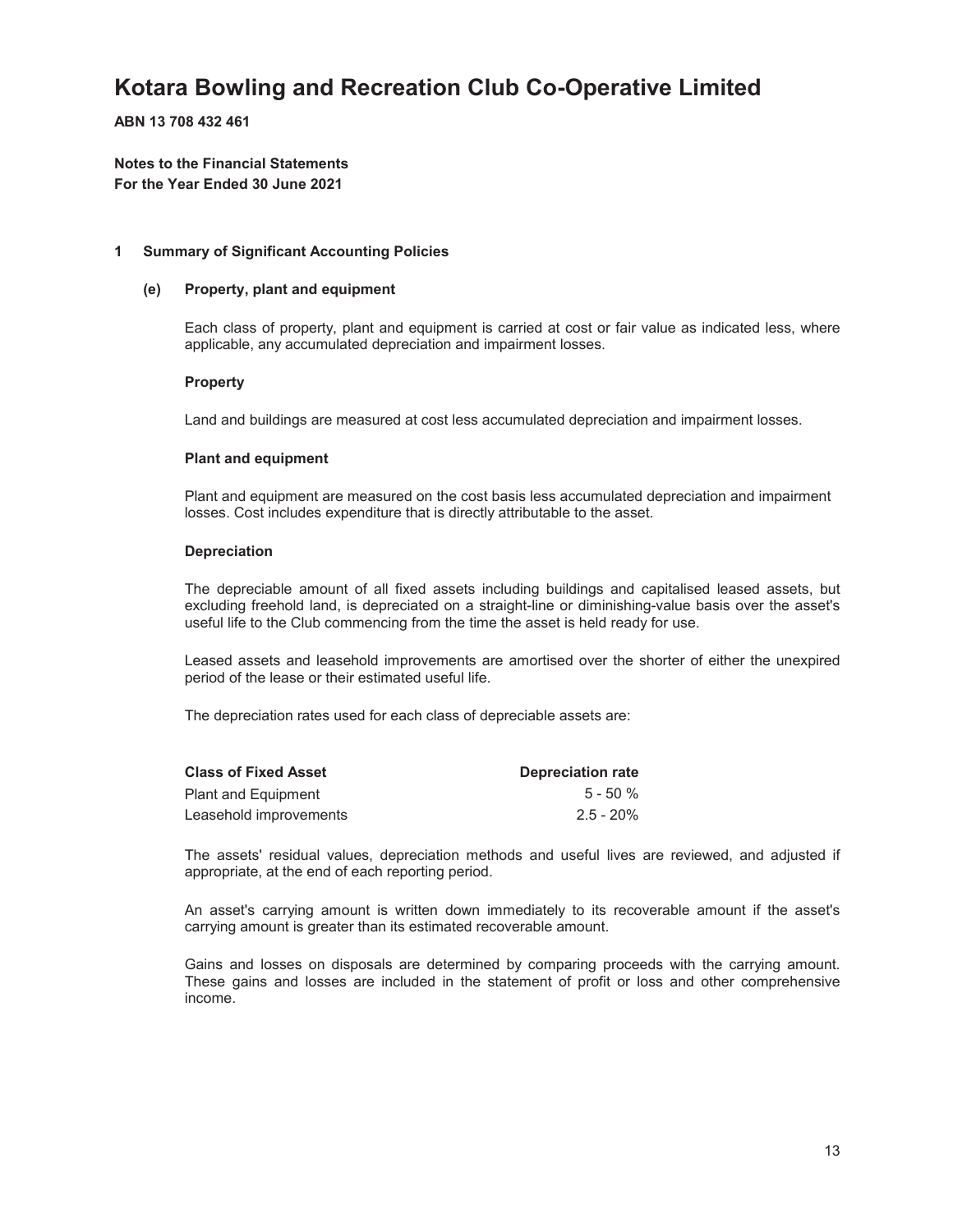# Kotara Bowling and Recreation Club Co-Operative Limited

**ABN 13 708 432 461**

**Notes to the Financial Statements**
**For the Year Ended 30 June 2021**

## 1 Summary of Significant Accounting Policies

### (e) Property, plant and equipment

Each class of property, plant and equipment is carried at cost or fair value as indicated less, where applicable, any accumulated depreciation and impairment losses.

**Property**

Land and buildings are measured at cost less accumulated depreciation and impairment losses.

**Plant and equipment**

Plant and equipment are measured on the cost basis less accumulated depreciation and impairment losses. Cost includes expenditure that is directly attributable to the asset.

**Depreciation**

The depreciable amount of all fixed assets including buildings and capitalised leased assets, but excluding freehold land, is depreciated on a straight-line or diminishing-value basis over the asset's useful life to the Club commencing from the time the asset is held ready for use.

Leased assets and leasehold improvements are amortised over the shorter of either the unexpired period of the lease or their estimated useful life.

The depreciation rates used for each class of depreciable assets are:

| Class of Fixed Asset | Depreciation rate |
|---|---|
| Plant and Equipment | 5 - 50 % |
| Leasehold improvements | 2.5 - 20% |

The assets' residual values, depreciation methods and useful lives are reviewed, and adjusted if appropriate, at the end of each reporting period.

An asset's carrying amount is written down immediately to its recoverable amount if the asset's carrying amount is greater than its estimated recoverable amount.

Gains and losses on disposals are determined by comparing proceeds with the carrying amount. These gains and losses are included in the statement of profit or loss and other comprehensive income.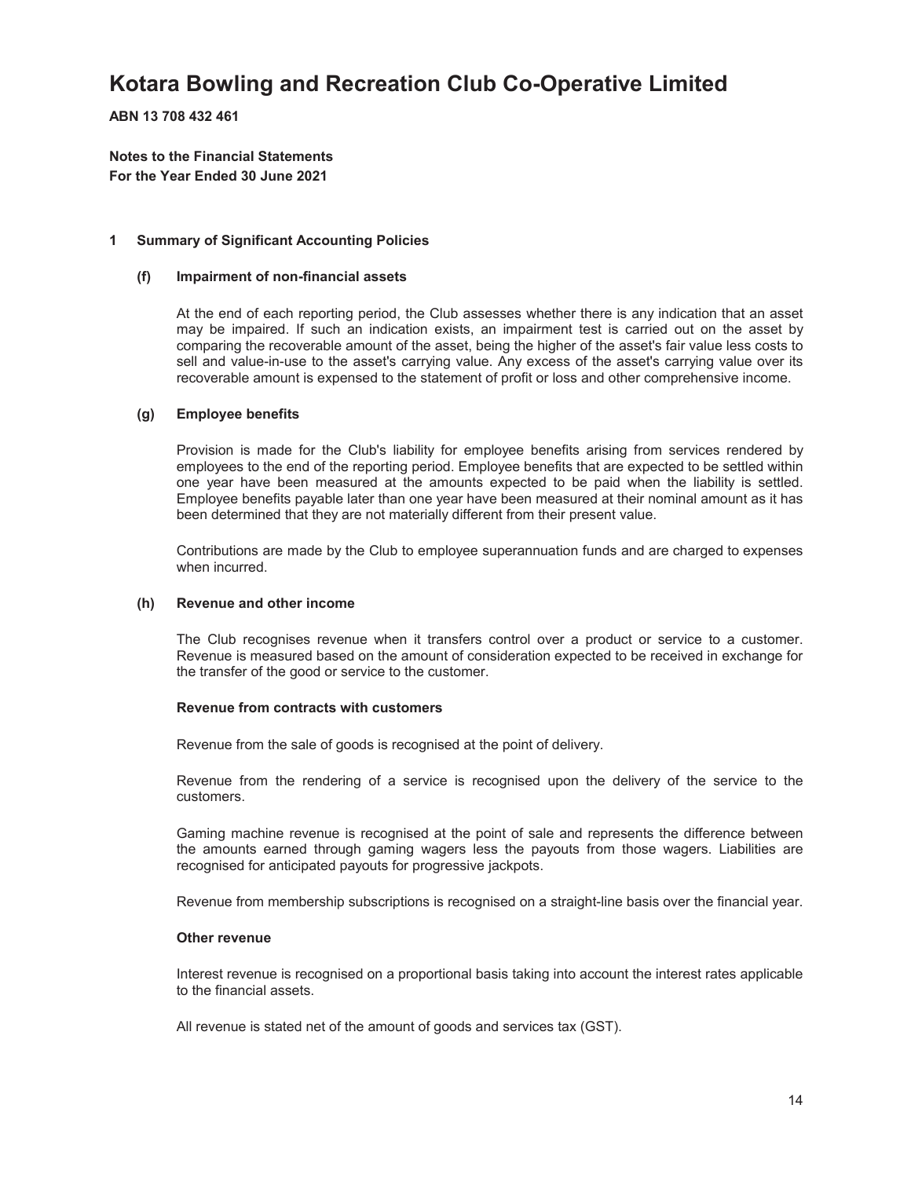# Kotara Bowling and Recreation Club Co-Operative Limited

**ABN 13 708 432 461**

**Notes to the Financial Statements**
**For the Year Ended 30 June 2021**

## 1 Summary of Significant Accounting Policies

### (f) Impairment of non-financial assets

At the end of each reporting period, the Club assesses whether there is any indication that an asset may be impaired. If such an indication exists, an impairment test is carried out on the asset by comparing the recoverable amount of the asset, being the higher of the asset's fair value less costs to sell and value-in-use to the asset's carrying value. Any excess of the asset's carrying value over its recoverable amount is expensed to the statement of profit or loss and other comprehensive income.

### (g) Employee benefits

Provision is made for the Club's liability for employee benefits arising from services rendered by employees to the end of the reporting period. Employee benefits that are expected to be settled within one year have been measured at the amounts expected to be paid when the liability is settled. Employee benefits payable later than one year have been measured at their nominal amount as it has been determined that they are not materially different from their present value.

Contributions are made by the Club to employee superannuation funds and are charged to expenses when incurred.

### (h) Revenue and other income

The Club recognises revenue when it transfers control over a product or service to a customer. Revenue is measured based on the amount of consideration expected to be received in exchange for the transfer of the good or service to the customer.

**Revenue from contracts with customers**

Revenue from the sale of goods is recognised at the point of delivery.

Revenue from the rendering of a service is recognised upon the delivery of the service to the customers.

Gaming machine revenue is recognised at the point of sale and represents the difference between the amounts earned through gaming wagers less the payouts from those wagers. Liabilities are recognised for anticipated payouts for progressive jackpots.

Revenue from membership subscriptions is recognised on a straight-line basis over the financial year.

**Other revenue**

Interest revenue is recognised on a proportional basis taking into account the interest rates applicable to the financial assets.

All revenue is stated net of the amount of goods and services tax (GST).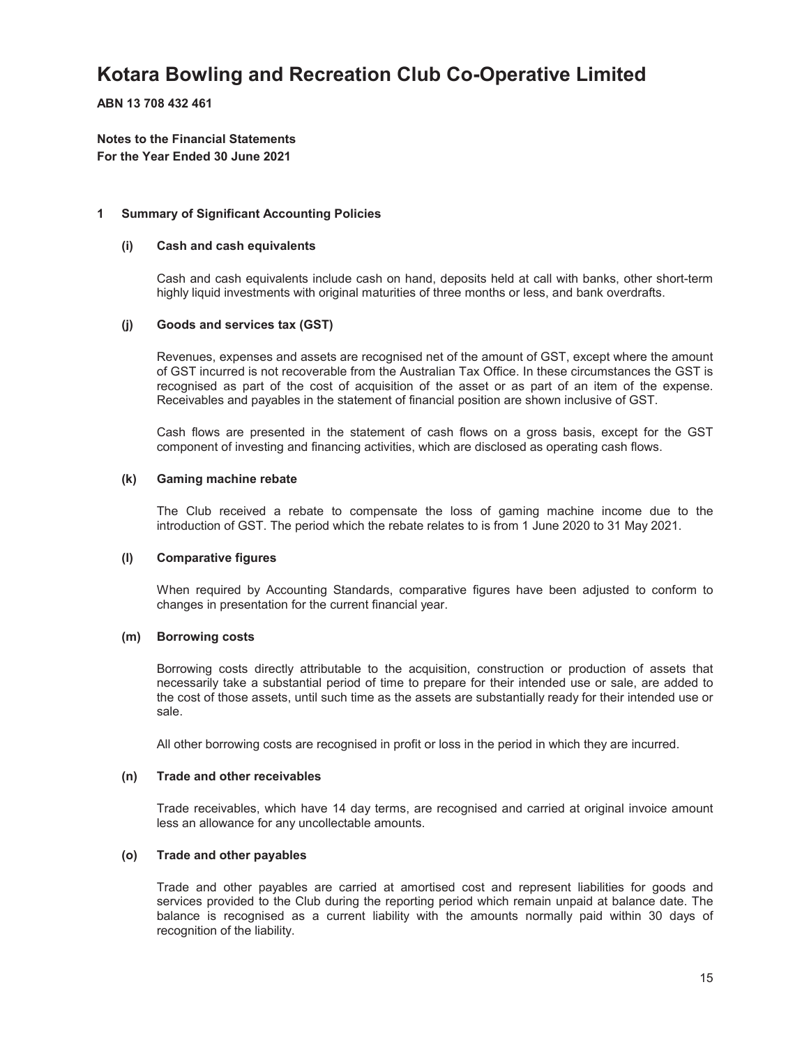# Kotara Bowling and Recreation Club Co-Operative Limited

**ABN 13 708 432 461**

**Notes to the Financial Statements**
**For the Year Ended 30 June 2021**

## 1 Summary of Significant Accounting Policies

### (i) Cash and cash equivalents

Cash and cash equivalents include cash on hand, deposits held at call with banks, other short-term highly liquid investments with original maturities of three months or less, and bank overdrafts.

### (j) Goods and services tax (GST)

Revenues, expenses and assets are recognised net of the amount of GST, except where the amount of GST incurred is not recoverable from the Australian Tax Office. In these circumstances the GST is recognised as part of the cost of acquisition of the asset or as part of an item of the expense. Receivables and payables in the statement of financial position are shown inclusive of GST.

Cash flows are presented in the statement of cash flows on a gross basis, except for the GST component of investing and financing activities, which are disclosed as operating cash flows.

### (k) Gaming machine rebate

The Club received a rebate to compensate the loss of gaming machine income due to the introduction of GST. The period which the rebate relates to is from 1 June 2020 to 31 May 2021.

### (l) Comparative figures

When required by Accounting Standards, comparative figures have been adjusted to conform to changes in presentation for the current financial year.

### (m) Borrowing costs

Borrowing costs directly attributable to the acquisition, construction or production of assets that necessarily take a substantial period of time to prepare for their intended use or sale, are added to the cost of those assets, until such time as the assets are substantially ready for their intended use or sale.

All other borrowing costs are recognised in profit or loss in the period in which they are incurred.

### (n) Trade and other receivables

Trade receivables, which have 14 day terms, are recognised and carried at original invoice amount less an allowance for any uncollectable amounts.

### (o) Trade and other payables

Trade and other payables are carried at amortised cost and represent liabilities for goods and services provided to the Club during the reporting period which remain unpaid at balance date. The balance is recognised as a current liability with the amounts normally paid within 30 days of recognition of the liability.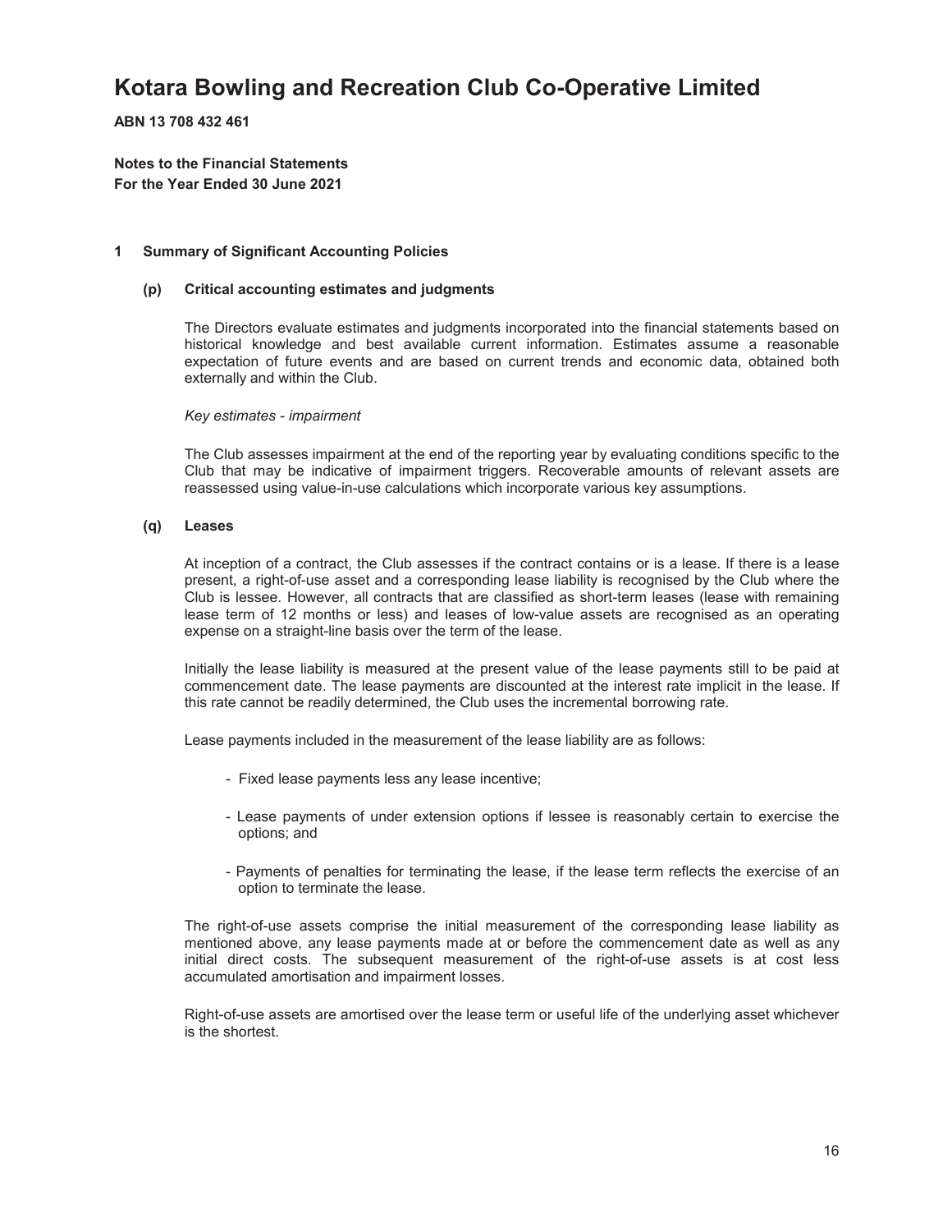# Kotara Bowling and Recreation Club Co-Operative Limited

**ABN 13 708 432 461**

**Notes to the Financial Statements**
**For the Year Ended 30 June 2021**

## 1 Summary of Significant Accounting Policies

### (p) Critical accounting estimates and judgments

The Directors evaluate estimates and judgments incorporated into the financial statements based on historical knowledge and best available current information. Estimates assume a reasonable expectation of future events and are based on current trends and economic data, obtained both externally and within the Club.

*Key estimates - impairment*

The Club assesses impairment at the end of the reporting year by evaluating conditions specific to the Club that may be indicative of impairment triggers. Recoverable amounts of relevant assets are reassessed using value-in-use calculations which incorporate various key assumptions.

### (q) Leases

At inception of a contract, the Club assesses if the contract contains or is a lease. If there is a lease present, a right-of-use asset and a corresponding lease liability is recognised by the Club where the Club is lessee. However, all contracts that are classified as short-term leases (lease with remaining lease term of 12 months or less) and leases of low-value assets are recognised as an operating expense on a straight-line basis over the term of the lease.

Initially the lease liability is measured at the present value of the lease payments still to be paid at commencement date. The lease payments are discounted at the interest rate implicit in the lease. If this rate cannot be readily determined, the Club uses the incremental borrowing rate.

Lease payments included in the measurement of the lease liability are as follows:

- Fixed lease payments less any lease incentive;
- Lease payments of under extension options if lessee is reasonably certain to exercise the options; and
- Payments of penalties for terminating the lease, if the lease term reflects the exercise of an option to terminate the lease.

The right-of-use assets comprise the initial measurement of the corresponding lease liability as mentioned above, any lease payments made at or before the commencement date as well as any initial direct costs. The subsequent measurement of the right-of-use assets is at cost less accumulated amortisation and impairment losses.

Right-of-use assets are amortised over the lease term or useful life of the underlying asset whichever is the shortest.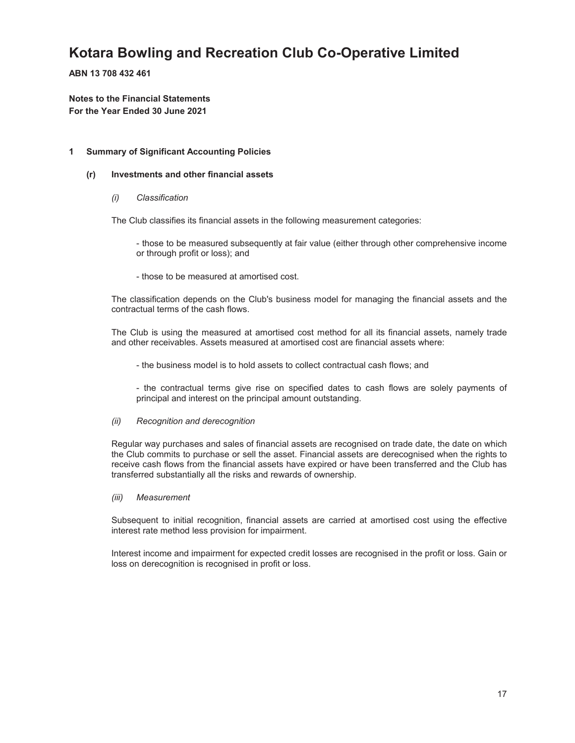# Kotara Bowling and Recreation Club Co-Operative Limited

**ABN 13 708 432 461**

**Notes to the Financial Statements**
**For the Year Ended 30 June 2021**

## 1 Summary of Significant Accounting Policies

### (r) Investments and other financial assets

*(i) Classification*

The Club classifies its financial assets in the following measurement categories:

- those to be measured subsequently at fair value (either through other comprehensive income or through profit or loss); and

- those to be measured at amortised cost.

The classification depends on the Club's business model for managing the financial assets and the contractual terms of the cash flows.

The Club is using the measured at amortised cost method for all its financial assets, namely trade and other receivables. Assets measured at amortised cost are financial assets where:

- the business model is to hold assets to collect contractual cash flows; and

- the contractual terms give rise on specified dates to cash flows are solely payments of principal and interest on the principal amount outstanding.

*(ii) Recognition and derecognition*

Regular way purchases and sales of financial assets are recognised on trade date, the date on which the Club commits to purchase or sell the asset. Financial assets are derecognised when the rights to receive cash flows from the financial assets have expired or have been transferred and the Club has transferred substantially all the risks and rewards of ownership.

*(iii) Measurement*

Subsequent to initial recognition, financial assets are carried at amortised cost using the effective interest rate method less provision for impairment.

Interest income and impairment for expected credit losses are recognised in the profit or loss. Gain or loss on derecognition is recognised in profit or loss.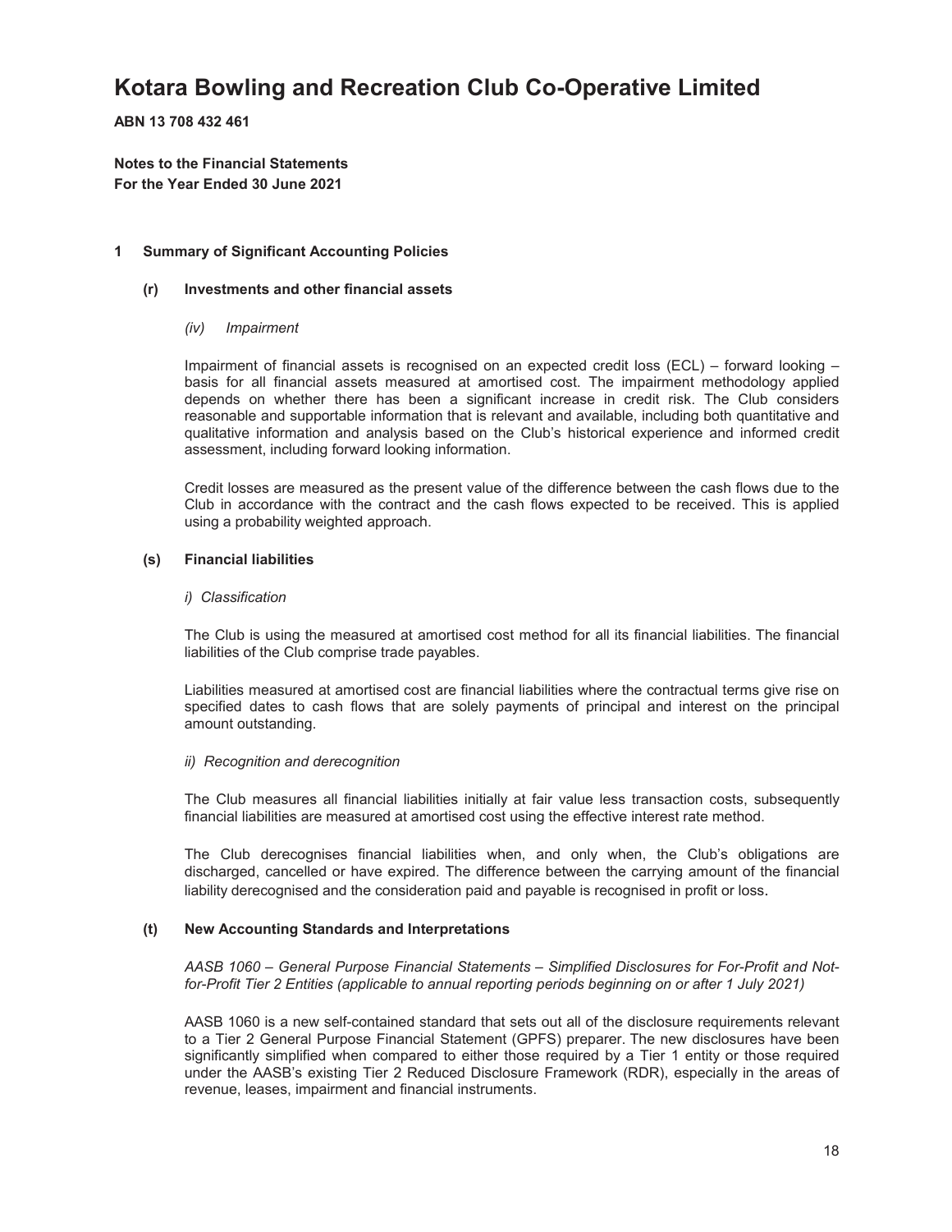# Kotara Bowling and Recreation Club Co-Operative Limited

**ABN 13 708 432 461**

**Notes to the Financial Statements**
**For the Year Ended 30 June 2021**

## 1 Summary of Significant Accounting Policies

### (r) Investments and other financial assets

*(iv) Impairment*

Impairment of financial assets is recognised on an expected credit loss (ECL) – forward looking – basis for all financial assets measured at amortised cost. The impairment methodology applied depends on whether there has been a significant increase in credit risk. The Club considers reasonable and supportable information that is relevant and available, including both quantitative and qualitative information and analysis based on the Club's historical experience and informed credit assessment, including forward looking information.

Credit losses are measured as the present value of the difference between the cash flows due to the Club in accordance with the contract and the cash flows expected to be received. This is applied using a probability weighted approach.

### (s) Financial liabilities

*i) Classification*

The Club is using the measured at amortised cost method for all its financial liabilities. The financial liabilities of the Club comprise trade payables.

Liabilities measured at amortised cost are financial liabilities where the contractual terms give rise on specified dates to cash flows that are solely payments of principal and interest on the principal amount outstanding.

*ii) Recognition and derecognition*

The Club measures all financial liabilities initially at fair value less transaction costs, subsequently financial liabilities are measured at amortised cost using the effective interest rate method.

The Club derecognises financial liabilities when, and only when, the Club's obligations are discharged, cancelled or have expired. The difference between the carrying amount of the financial liability derecognised and the consideration paid and payable is recognised in profit or loss.

### (t) New Accounting Standards and Interpretations

*AASB 1060 – General Purpose Financial Statements – Simplified Disclosures for For-Profit and Not-for-Profit Tier 2 Entities (applicable to annual reporting periods beginning on or after 1 July 2021)*

AASB 1060 is a new self-contained standard that sets out all of the disclosure requirements relevant to a Tier 2 General Purpose Financial Statement (GPFS) preparer. The new disclosures have been significantly simplified when compared to either those required by a Tier 1 entity or those required under the AASB's existing Tier 2 Reduced Disclosure Framework (RDR), especially in the areas of revenue, leases, impairment and financial instruments.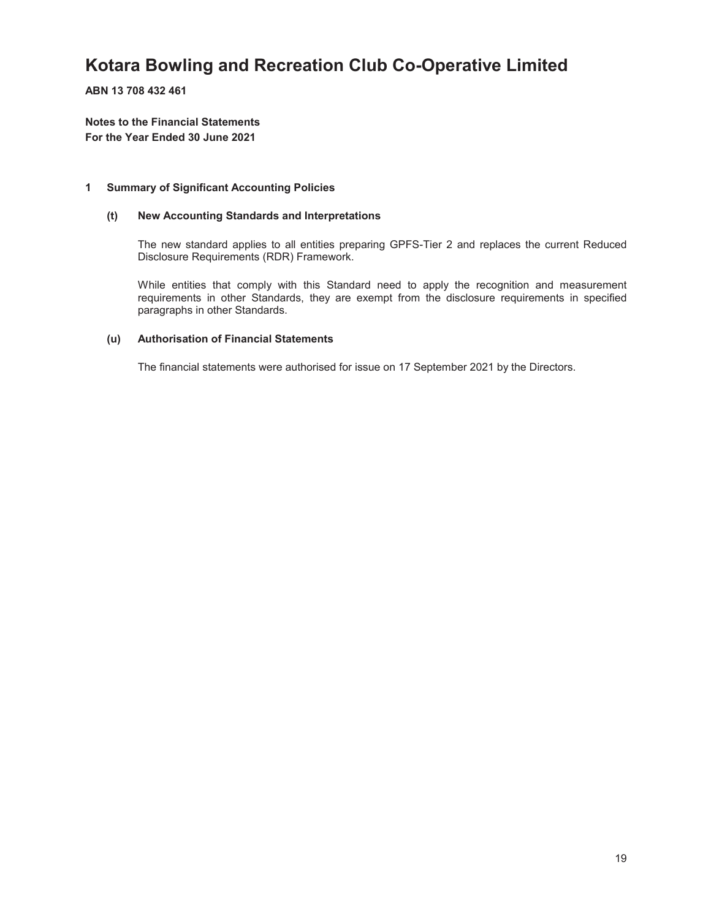# Kotara Bowling and Recreation Club Co-Operative Limited

**ABN 13 708 432 461**

**Notes to the Financial Statements**
**For the Year Ended 30 June 2021**

## 1 Summary of Significant Accounting Policies

### (t) New Accounting Standards and Interpretations

The new standard applies to all entities preparing GPFS-Tier 2 and replaces the current Reduced Disclosure Requirements (RDR) Framework.

While entities that comply with this Standard need to apply the recognition and measurement requirements in other Standards, they are exempt from the disclosure requirements in specified paragraphs in other Standards.

### (u) Authorisation of Financial Statements

The financial statements were authorised for issue on 17 September 2021 by the Directors.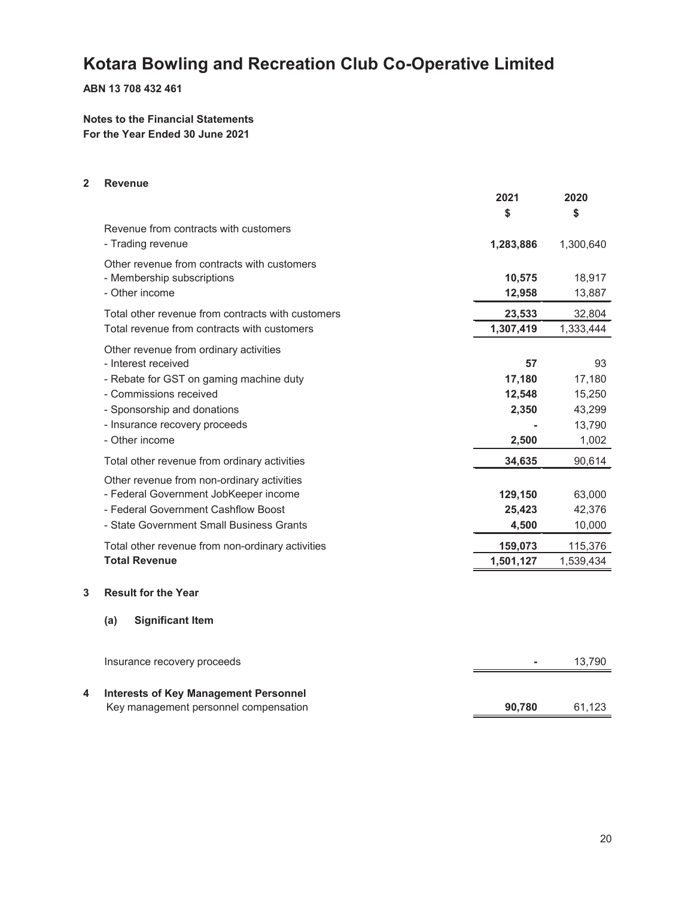# Kotara Bowling and Recreation Club Co-Operative Limited

**ABN 13 708 432 461**

**Notes to the Financial Statements**
**For the Year Ended 30 June 2021**

## 2 Revenue

| | 2021 | 2020 |
|---|---|---|
| | $ | $ |
| Revenue from contracts with customers | | |
| - Trading revenue | **1,283,886** | 1,300,640 |
| Other revenue from contracts with customers | | |
| - Membership subscriptions | **10,575** | 18,917 |
| - Other income | **12,958** | 13,887 |
| Total other revenue from contracts with customers | **23,533** | 32,804 |
| Total revenue from contracts with customers | **1,307,419** | 1,333,444 |
| Other revenue from ordinary activities | | |
| - Interest received | **57** | 93 |
| - Rebate for GST on gaming machine duty | **17,180** | 17,180 |
| - Commissions received | **12,548** | 15,250 |
| - Sponsorship and donations | **2,350** | 43,299 |
| - Insurance recovery proceeds | **-** | 13,790 |
| - Other income | **2,500** | 1,002 |
| Total other revenue from ordinary activities | **34,635** | 90,614 |
| Other revenue from non-ordinary activities | | |
| - Federal Government JobKeeper income | **129,150** | 63,000 |
| - Federal Government Cashflow Boost | **25,423** | 42,376 |
| - State Government Small Business Grants | **4,500** | 10,000 |
| Total other revenue from non-ordinary activities | **159,073** | 115,376 |
| **Total Revenue** | **1,501,127** | 1,539,434 |

## 3 Result for the Year

### (a) Significant Item

| | 2021 | 2020 |
|---|---|---|
| Insurance recovery proceeds | **-** | 13,790 |

## 4 Interests of Key Management Personnel

| | 2021 | 2020 |
|---|---|---|
| Key management personnel compensation | **90,780** | 61,123 |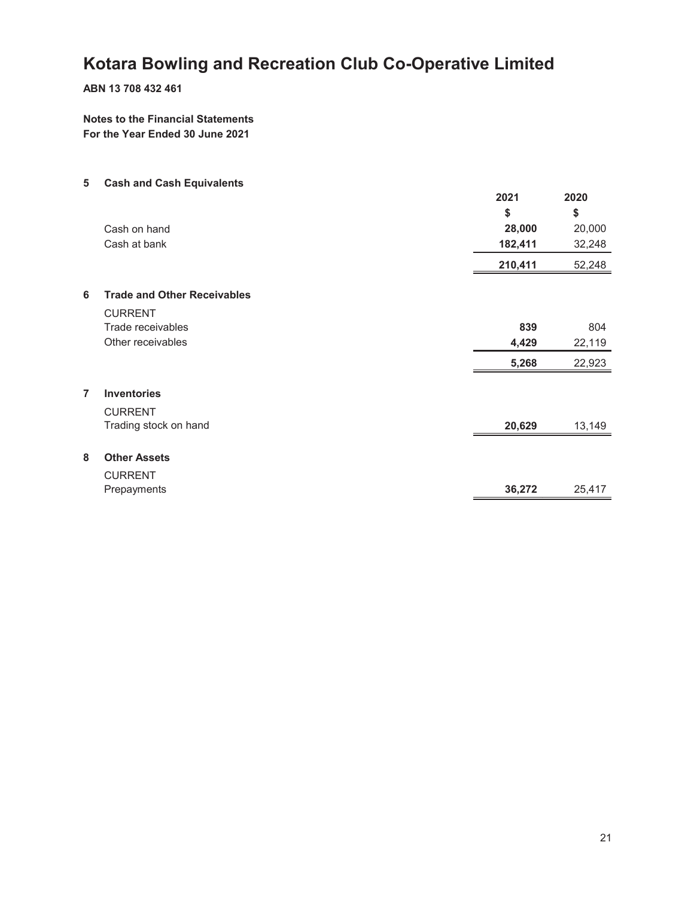# Kotara Bowling and Recreation Club Co-Operative Limited

**ABN 13 708 432 461**

**Notes to the Financial Statements**
**For the Year Ended 30 June 2021**

## 5 Cash and Cash Equivalents

| | 2021 | 2020 |
|---|---|---|
| | $ | $ |
| Cash on hand | **28,000** | 20,000 |
| Cash at bank | **182,411** | 32,248 |
| | **210,411** | 52,248 |

## 6 Trade and Other Receivables

| | 2021 | 2020 |
|---|---|---|
| CURRENT | | |
| Trade receivables | **839** | 804 |
| Other receivables | **4,429** | 22,119 |
| | **5,268** | 22,923 |

## 7 Inventories

| | 2021 | 2020 |
|---|---|---|
| CURRENT | | |
| Trading stock on hand | **20,629** | 13,149 |

## 8 Other Assets

| | 2021 | 2020 |
|---|---|---|
| CURRENT | | |
| Prepayments | **36,272** | 25,417 |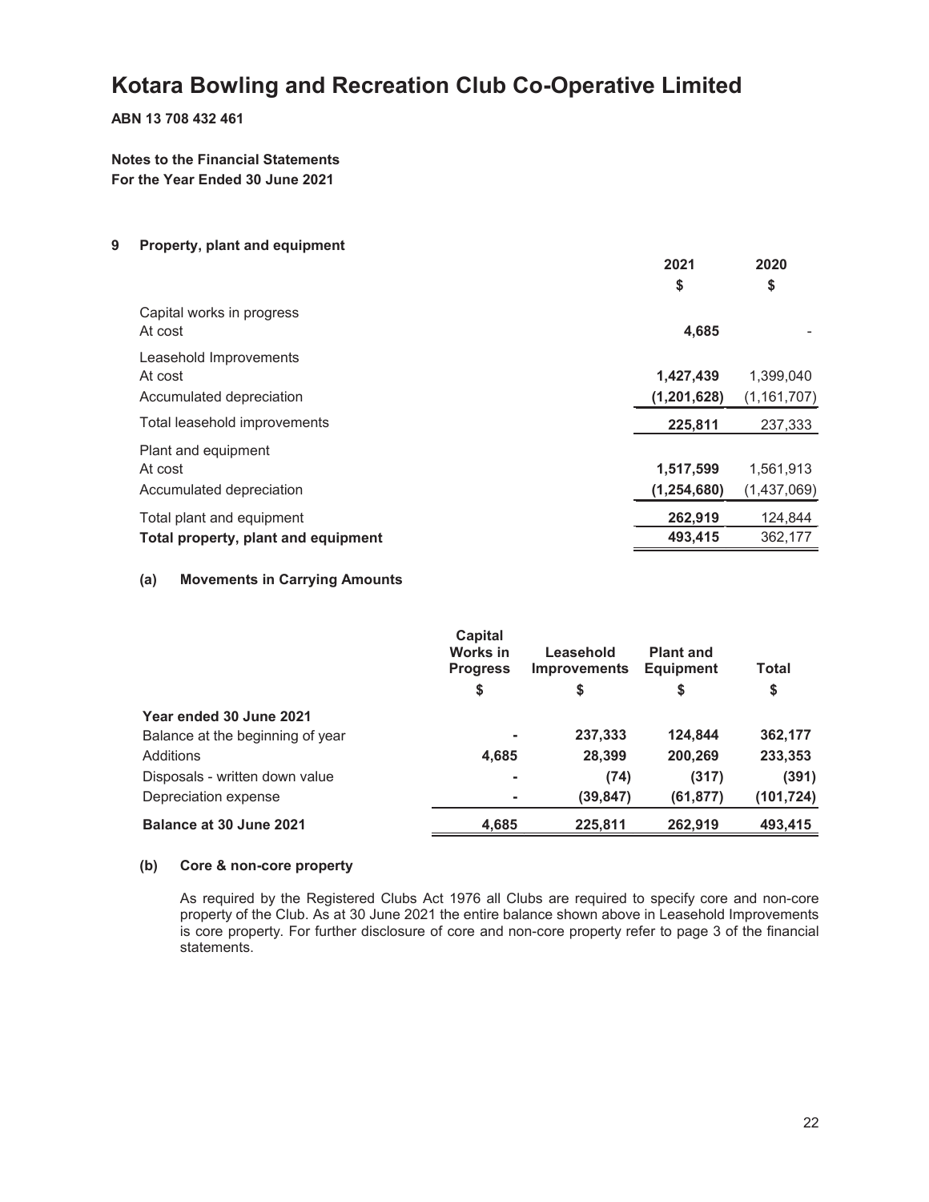# Kotara Bowling and Recreation Club Co-Operative Limited

**ABN 13 708 432 461**

**Notes to the Financial Statements**
**For the Year Ended 30 June 2021**

## 9 Property, plant and equipment

| | 2021 | 2020 |
|---|---|---|
| | $ | $ |
| Capital works in progress | | |
| At cost | **4,685** | - |
| Leasehold Improvements | | |
| At cost | **1,427,439** | 1,399,040 |
| Accumulated depreciation | **(1,201,628)** | (1,161,707) |
| Total leasehold improvements | **225,811** | 237,333 |
| Plant and equipment | | |
| At cost | **1,517,599** | 1,561,913 |
| Accumulated depreciation | **(1,254,680)** | (1,437,069) |
| Total plant and equipment | **262,919** | 124,844 |
| **Total property, plant and equipment** | **493,415** | 362,177 |

### (a) Movements in Carrying Amounts

| | Capital Works in Progress | Leasehold Improvements | Plant and Equipment | Total |
|---|---|---|---|---|
| | $ | $ | $ | $ |
| **Year ended 30 June 2021** | | | | |
| Balance at the beginning of year | - | **237,333** | **124,844** | **362,177** |
| Additions | **4,685** | **28,399** | **200,269** | **233,353** |
| Disposals - written down value | - | **(74)** | **(317)** | **(391)** |
| Depreciation expense | - | **(39,847)** | **(61,877)** | **(101,724)** |
| **Balance at 30 June 2021** | **4,685** | **225,811** | **262,919** | **493,415** |

### (b) Core & non-core property

As required by the Registered Clubs Act 1976 all Clubs are required to specify core and non-core property of the Club. As at 30 June 2021 the entire balance shown above in Leasehold Improvements is core property. For further disclosure of core and non-core property refer to page 3 of the financial statements.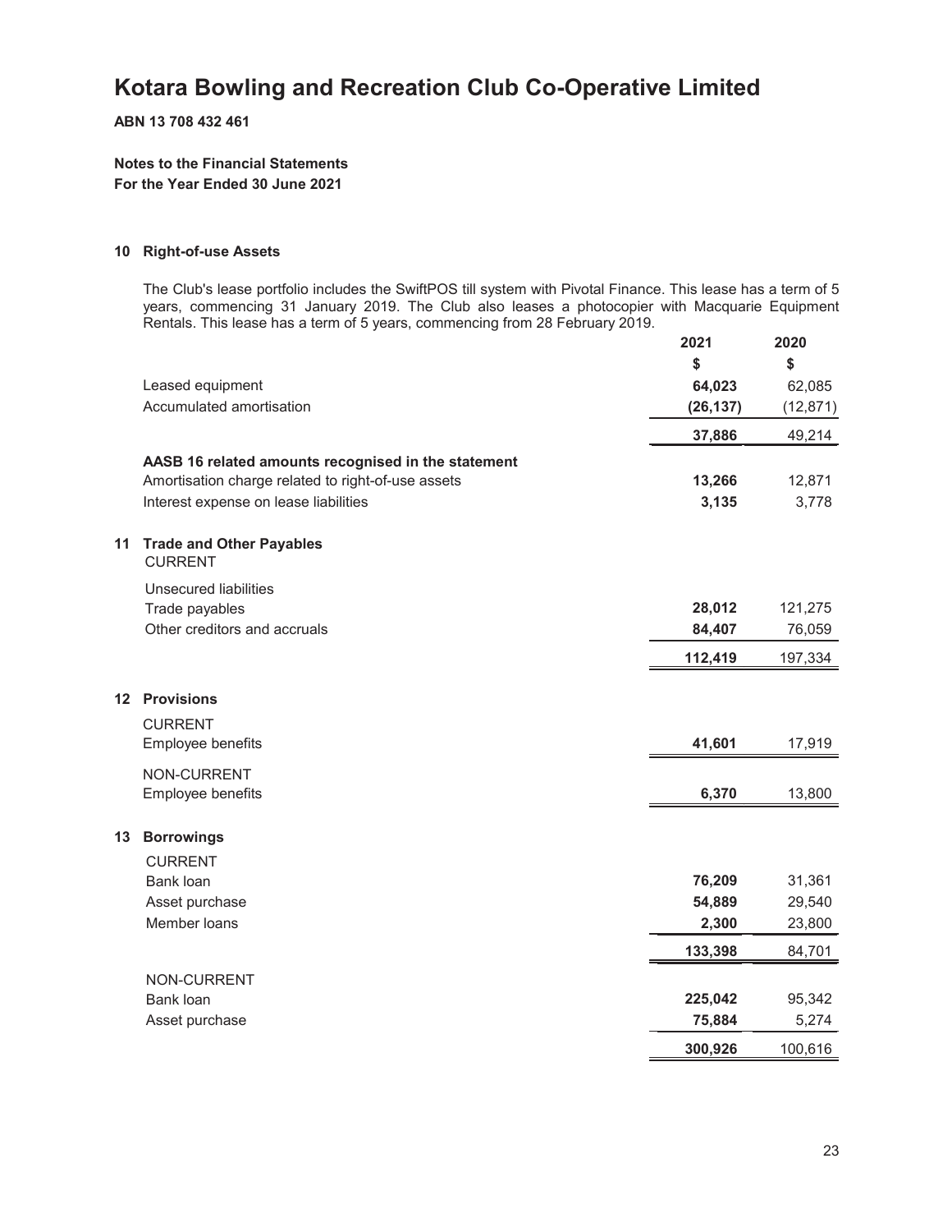# Kotara Bowling and Recreation Club Co-Operative Limited

**ABN 13 708 432 461**

**Notes to the Financial Statements**
**For the Year Ended 30 June 2021**

### 10 Right-of-use Assets

The Club's lease portfolio includes the SwiftPOS till system with Pivotal Finance. This lease has a term of 5 years, commencing 31 January 2019. The Club also leases a photocopier with Macquarie Equipment Rentals. This lease has a term of 5 years, commencing from 28 February 2019.

| | 2021 | 2020 |
|---|---|---|
| | $ | $ |
| Leased equipment | **64,023** | 62,085 |
| Accumulated amortisation | **(26,137)** | (12,871) |
| | **37,886** | 49,214 |
| **AASB 16 related amounts recognised in the statement** | | |
| Amortisation charge related to right-of-use assets | **13,266** | 12,871 |
| Interest expense on lease liabilities | **3,135** | 3,778 |

### 11 Trade and Other Payables

| | 2021 | 2020 |
|---|---|---|
| CURRENT | | |
| Unsecured liabilities | | |
| Trade payables | **28,012** | 121,275 |
| Other creditors and accruals | **84,407** | 76,059 |
| | **112,419** | 197,334 |

### 12 Provisions

| | 2021 | 2020 |
|---|---|---|
| CURRENT | | |
| Employee benefits | **41,601** | 17,919 |
| NON-CURRENT | | |
| Employee benefits | **6,370** | 13,800 |

### 13 Borrowings

| | 2021 | 2020 |
|---|---|---|
| CURRENT | | |
| Bank loan | **76,209** | 31,361 |
| Asset purchase | **54,889** | 29,540 |
| Member loans | **2,300** | 23,800 |
| | **133,398** | 84,701 |
| NON-CURRENT | | |
| Bank loan | **225,042** | 95,342 |
| Asset purchase | **75,884** | 5,274 |
| | **300,926** | 100,616 |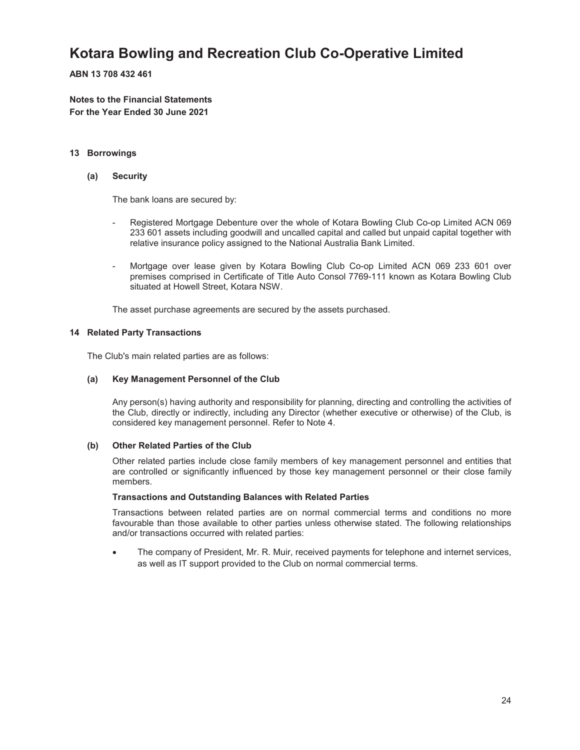# Kotara Bowling and Recreation Club Co-Operative Limited

**ABN 13 708 432 461**

**Notes to the Financial Statements**
**For the Year Ended 30 June 2021**

## 13 Borrowings

### (a) Security

The bank loans are secured by:

- Registered Mortgage Debenture over the whole of Kotara Bowling Club Co-op Limited ACN 069 233 601 assets including goodwill and uncalled capital and called but unpaid capital together with relative insurance policy assigned to the National Australia Bank Limited.
- Mortgage over lease given by Kotara Bowling Club Co-op Limited ACN 069 233 601 over premises comprised in Certificate of Title Auto Consol 7769-111 known as Kotara Bowling Club situated at Howell Street, Kotara NSW.

The asset purchase agreements are secured by the assets purchased.

## 14 Related Party Transactions

The Club's main related parties are as follows:

### (a) Key Management Personnel of the Club

Any person(s) having authority and responsibility for planning, directing and controlling the activities of the Club, directly or indirectly, including any Director (whether executive or otherwise) of the Club, is considered key management personnel. Refer to Note 4.

### (b) Other Related Parties of the Club

Other related parties include close family members of key management personnel and entities that are controlled or significantly influenced by those key management personnel or their close family members.

**Transactions and Outstanding Balances with Related Parties**

Transactions between related parties are on normal commercial terms and conditions no more favourable than those available to other parties unless otherwise stated. The following relationships and/or transactions occurred with related parties:

- The company of President, Mr. R. Muir, received payments for telephone and internet services, as well as IT support provided to the Club on normal commercial terms.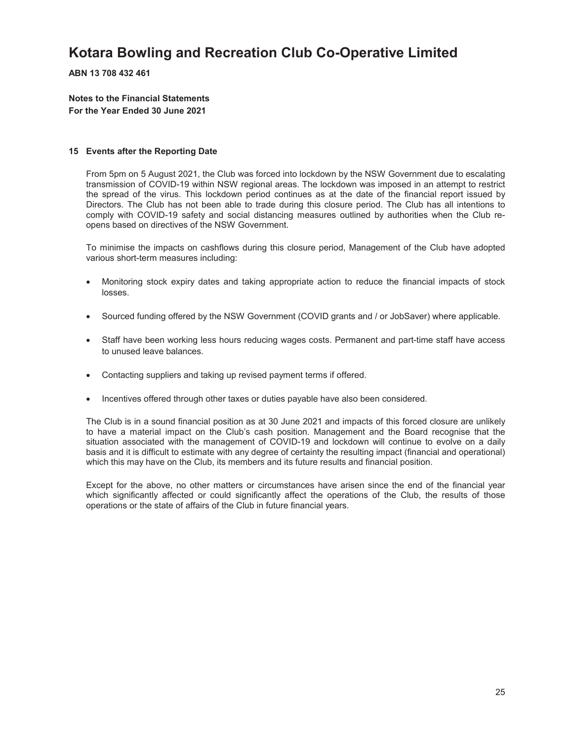# Kotara Bowling and Recreation Club Co-Operative Limited

**ABN 13 708 432 461**

**Notes to the Financial Statements**
**For the Year Ended 30 June 2021**

### 15 Events after the Reporting Date

From 5pm on 5 August 2021, the Club was forced into lockdown by the NSW Government due to escalating transmission of COVID-19 within NSW regional areas. The lockdown was imposed in an attempt to restrict the spread of the virus. This lockdown period continues as at the date of the financial report issued by Directors. The Club has not been able to trade during this closure period. The Club has all intentions to comply with COVID-19 safety and social distancing measures outlined by authorities when the Club re-opens based on directives of the NSW Government.

To minimise the impacts on cashflows during this closure period, Management of the Club have adopted various short-term measures including:

- Monitoring stock expiry dates and taking appropriate action to reduce the financial impacts of stock losses.
- Sourced funding offered by the NSW Government (COVID grants and / or JobSaver) where applicable.
- Staff have been working less hours reducing wages costs. Permanent and part-time staff have access to unused leave balances.
- Contacting suppliers and taking up revised payment terms if offered.
- Incentives offered through other taxes or duties payable have also been considered.

The Club is in a sound financial position as at 30 June 2021 and impacts of this forced closure are unlikely to have a material impact on the Club's cash position. Management and the Board recognise that the situation associated with the management of COVID-19 and lockdown will continue to evolve on a daily basis and it is difficult to estimate with any degree of certainty the resulting impact (financial and operational) which this may have on the Club, its members and its future results and financial position.

Except for the above, no other matters or circumstances have arisen since the end of the financial year which significantly affected or could significantly affect the operations of the Club, the results of those operations or the state of affairs of the Club in future financial years.